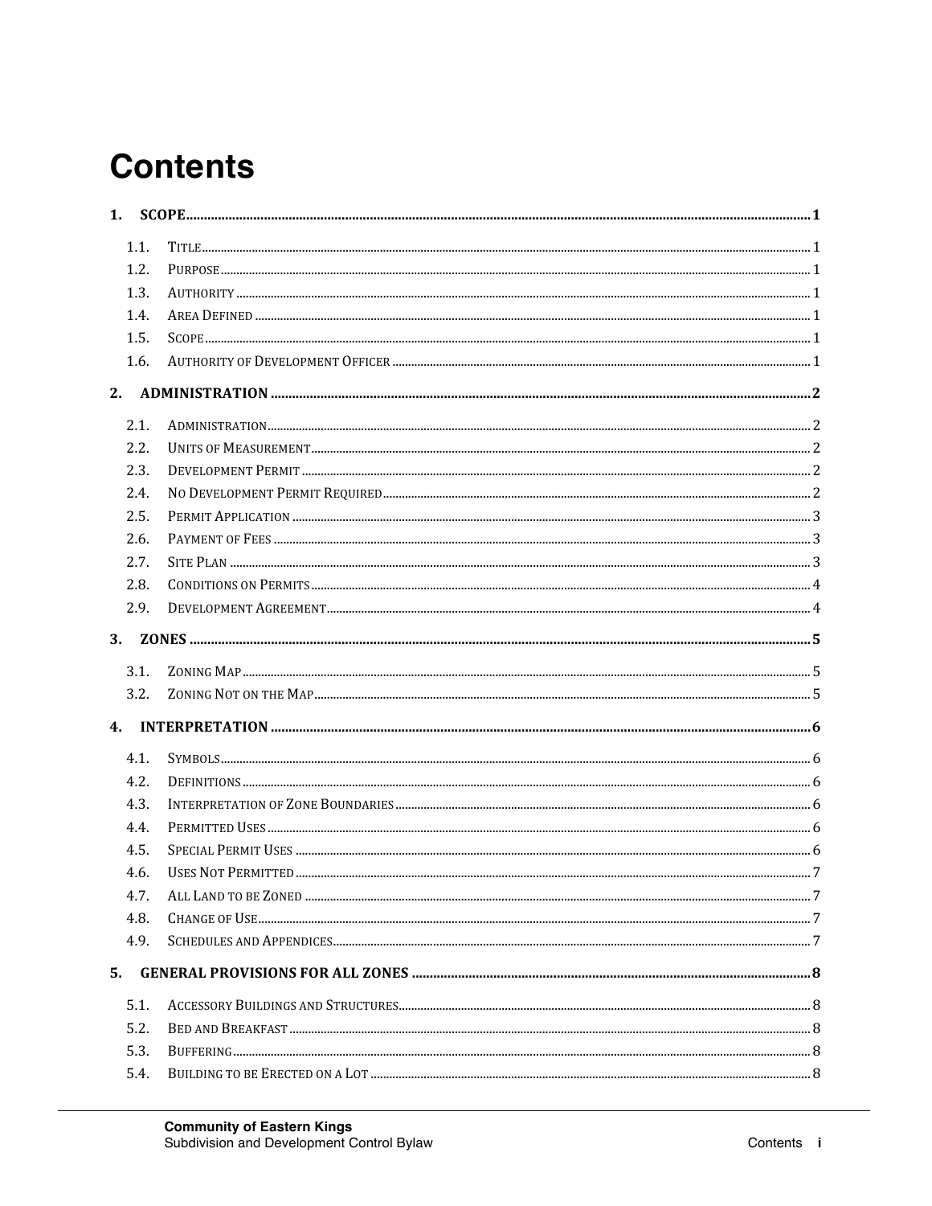# Contents

**1. SCOPE** 1

- 1.1. Title 1
- 1.2. Purpose 1
- 1.3. Authority 1
- 1.4. Area Defined 1
- 1.5. Scope 1
- 1.6. Authority of Development Officer 1

**2. ADMINISTRATION** 2

- 2.1. Administration 2
- 2.2. Units of Measurement 2
- 2.3. Development Permit 2
- 2.4. No Development Permit Required 2
- 2.5. Permit Application 3
- 2.6. Payment of Fees 3
- 2.7. Site Plan 3
- 2.8. Conditions on Permits 4
- 2.9. Development Agreement 4

**3. ZONES** 5

- 3.1. Zoning Map 5
- 3.2. Zoning Not on the Map 5

**4. INTERPRETATION** 6

- 4.1. Symbols 6
- 4.2. Definitions 6
- 4.3. Interpretation of Zone Boundaries 6
- 4.4. Permitted Uses 6
- 4.5. Special Permit Uses 6
- 4.6. Uses Not Permitted 7
- 4.7. All Land to be Zoned 7
- 4.8. Change of Use 7
- 4.9. Schedules and Appendices 7

**5. GENERAL PROVISIONS FOR ALL ZONES** 8

- 5.1. Accessory Buildings and Structures 8
- 5.2. Bed and Breakfast 8
- 5.3. Buffering 8
- 5.4. Building to be Erected on a Lot 8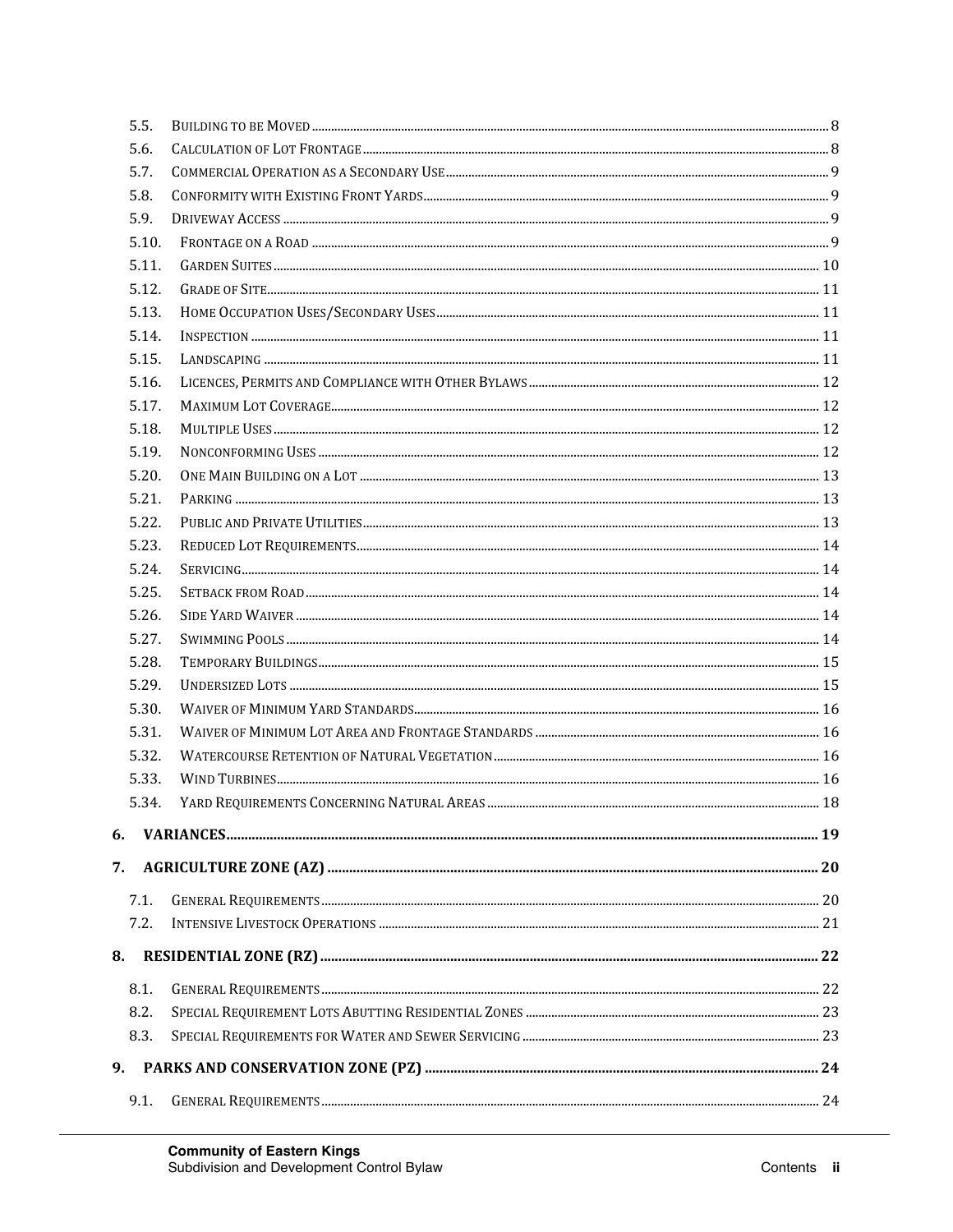5.5. Building to be Moved ..... 8
5.6. Calculation of Lot Frontage ..... 8
5.7. Commercial Operation as a Secondary Use ..... 9
5.8. Conformity with Existing Front Yards ..... 9
5.9. Driveway Access ..... 9
5.10. Frontage on a Road ..... 9
5.11. Garden Suites ..... 10
5.12. Grade of Site ..... 11
5.13. Home Occupation Uses/Secondary Uses ..... 11
5.14. Inspection ..... 11
5.15. Landscaping ..... 11
5.16. Licences, Permits and Compliance with Other Bylaws ..... 12
5.17. Maximum Lot Coverage ..... 12
5.18. Multiple Uses ..... 12
5.19. Nonconforming Uses ..... 12
5.20. One Main Building on a Lot ..... 13
5.21. Parking ..... 13
5.22. Public and Private Utilities ..... 13
5.23. Reduced Lot Requirements ..... 14
5.24. Servicing ..... 14
5.25. Setback from Road ..... 14
5.26. Side Yard Waiver ..... 14
5.27. Swimming Pools ..... 14
5.28. Temporary Buildings ..... 15
5.29. Undersized Lots ..... 15
5.30. Waiver of Minimum Yard Standards ..... 16
5.31. Waiver of Minimum Lot Area and Frontage Standards ..... 16
5.32. Watercourse Retention of Natural Vegetation ..... 16
5.33. Wind Turbines ..... 16
5.34. Yard Requirements Concerning Natural Areas ..... 18

**6. VARIANCES ..... 19**

**7. AGRICULTURE ZONE (AZ) ..... 20**

7.1. General Requirements ..... 20
7.2. Intensive Livestock Operations ..... 21

**8. RESIDENTIAL ZONE (RZ) ..... 22**

8.1. General Requirements ..... 22
8.2. Special Requirement Lots Abutting Residential Zones ..... 23
8.3. Special Requirements for Water and Sewer Servicing ..... 23

**9. PARKS AND CONSERVATION ZONE (PZ) ..... 24**

9.1. General Requirements ..... 24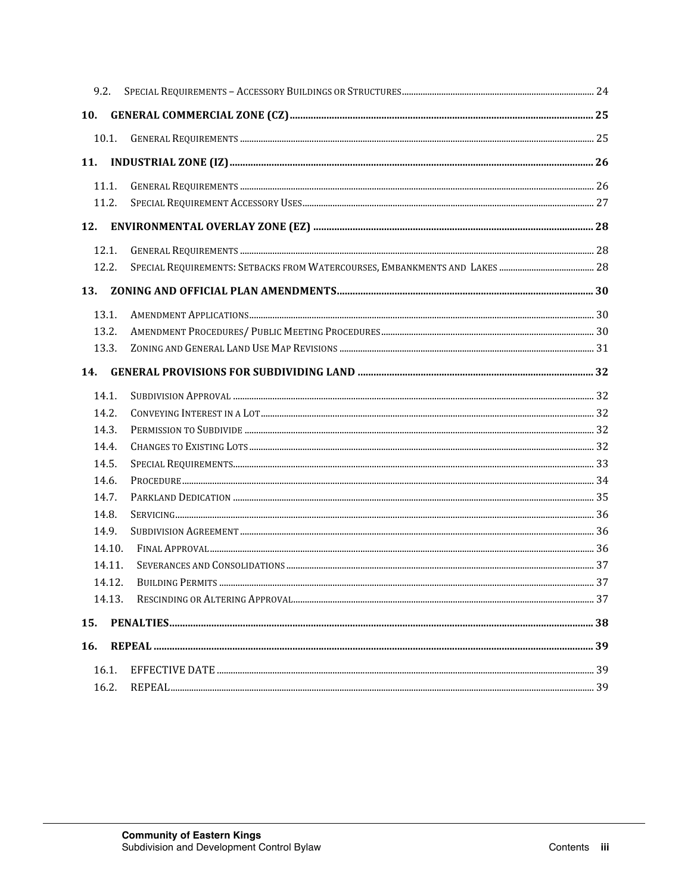9.2. SPECIAL REQUIREMENTS – ACCESSORY BUILDINGS OR STRUCTURES ..... 24

**10. GENERAL COMMERCIAL ZONE (CZ) ..... 25**

10.1. GENERAL REQUIREMENTS ..... 25

**11. INDUSTRIAL ZONE (IZ) ..... 26**

11.1. GENERAL REQUIREMENTS ..... 26
11.2. SPECIAL REQUIREMENT ACCESSORY USES ..... 27

**12. ENVIRONMENTAL OVERLAY ZONE (EZ) ..... 28**

12.1. GENERAL REQUIREMENTS ..... 28
12.2. SPECIAL REQUIREMENTS: SETBACKS FROM WATERCOURSES, EMBANKMENTS AND LAKES ..... 28

**13. ZONING AND OFFICIAL PLAN AMENDMENTS ..... 30**

13.1. AMENDMENT APPLICATIONS ..... 30
13.2. AMENDMENT PROCEDURES/ PUBLIC MEETING PROCEDURES ..... 30
13.3. ZONING AND GENERAL LAND USE MAP REVISIONS ..... 31

**14. GENERAL PROVISIONS FOR SUBDIVIDING LAND ..... 32**

14.1. SUBDIVISION APPROVAL ..... 32
14.2. CONVEYING INTEREST IN A LOT ..... 32
14.3. PERMISSION TO SUBDIVIDE ..... 32
14.4. CHANGES TO EXISTING LOTS ..... 32
14.5. SPECIAL REQUIREMENTS ..... 33
14.6. PROCEDURE ..... 34
14.7. PARKLAND DEDICATION ..... 35
14.8. SERVICING ..... 36
14.9. SUBDIVISION AGREEMENT ..... 36
14.10. FINAL APPROVAL ..... 36
14.11. SEVERANCES AND CONSOLIDATIONS ..... 37
14.12. BUILDING PERMITS ..... 37
14.13. RESCINDING OR ALTERING APPROVAL ..... 37

**15. PENALTIES ..... 38**

**16. REPEAL ..... 39**

16.1. EFFECTIVE DATE ..... 39
16.2. REPEAL ..... 39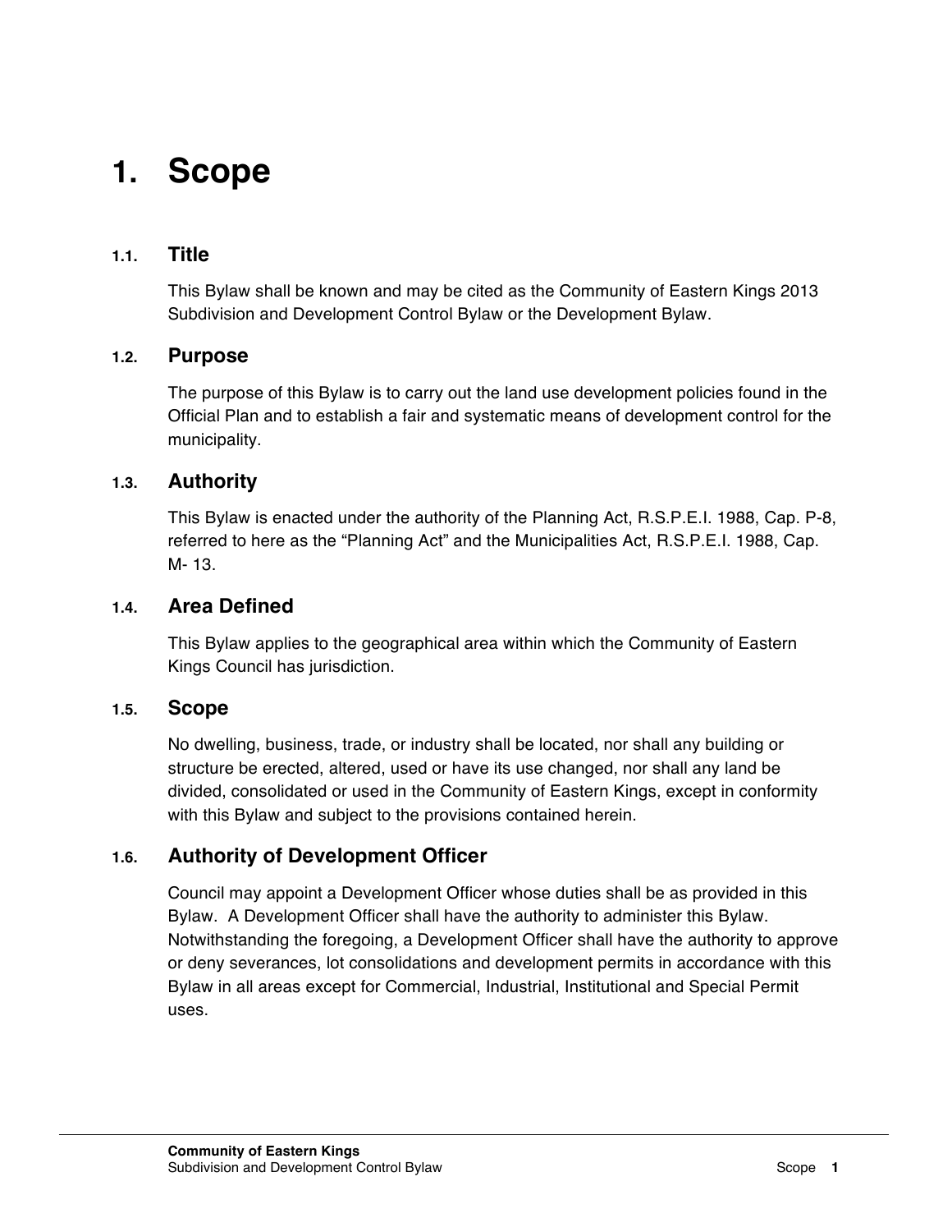# 1. Scope

### 1.1. Title

This Bylaw shall be known and may be cited as the Community of Eastern Kings 2013 Subdivision and Development Control Bylaw or the Development Bylaw.

### 1.2. Purpose

The purpose of this Bylaw is to carry out the land use development policies found in the Official Plan and to establish a fair and systematic means of development control for the municipality.

### 1.3. Authority

This Bylaw is enacted under the authority of the Planning Act, R.S.P.E.I. 1988, Cap. P-8, referred to here as the "Planning Act" and the Municipalities Act, R.S.P.E.I. 1988, Cap. M- 13.

### 1.4. Area Defined

This Bylaw applies to the geographical area within which the Community of Eastern Kings Council has jurisdiction.

### 1.5. Scope

No dwelling, business, trade, or industry shall be located, nor shall any building or structure be erected, altered, used or have its use changed, nor shall any land be divided, consolidated or used in the Community of Eastern Kings, except in conformity with this Bylaw and subject to the provisions contained herein.

### 1.6. Authority of Development Officer

Council may appoint a Development Officer whose duties shall be as provided in this Bylaw. A Development Officer shall have the authority to administer this Bylaw. Notwithstanding the foregoing, a Development Officer shall have the authority to approve or deny severances, lot consolidations and development permits in accordance with this Bylaw in all areas except for Commercial, Industrial, Institutional and Special Permit uses.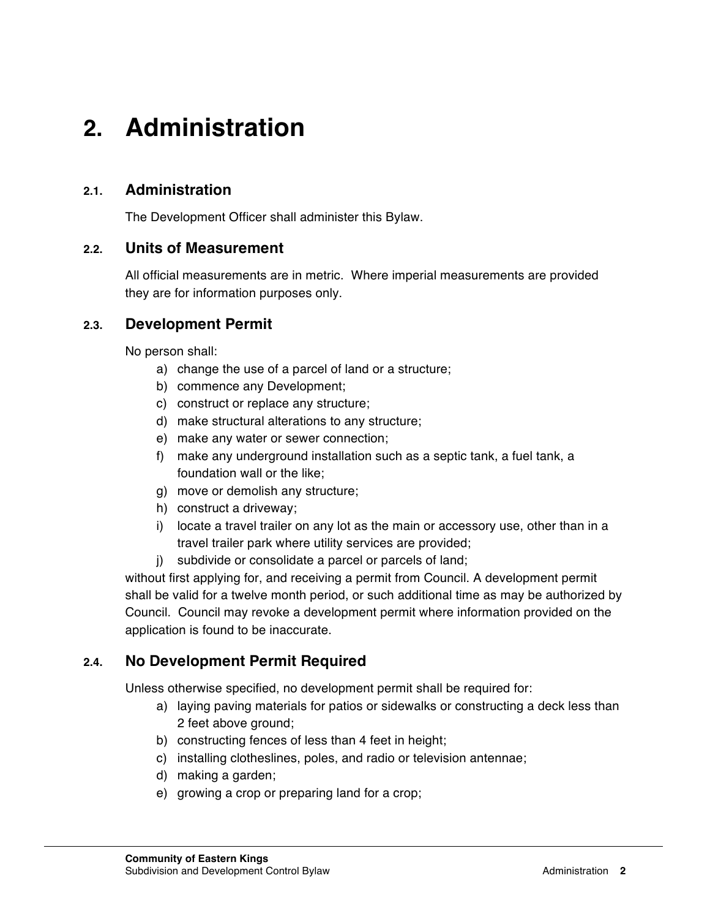# 2. Administration

## 2.1. Administration

The Development Officer shall administer this Bylaw.

## 2.2. Units of Measurement

All official measurements are in metric. Where imperial measurements are provided they are for information purposes only.

## 2.3. Development Permit

No person shall:

a) change the use of a parcel of land or a structure;
b) commence any Development;
c) construct or replace any structure;
d) make structural alterations to any structure;
e) make any water or sewer connection;
f) make any underground installation such as a septic tank, a fuel tank, a foundation wall or the like;
g) move or demolish any structure;
h) construct a driveway;
i) locate a travel trailer on any lot as the main or accessory use, other than in a travel trailer park where utility services are provided;
j) subdivide or consolidate a parcel or parcels of land;

without first applying for, and receiving a permit from Council. A development permit shall be valid for a twelve month period, or such additional time as may be authorized by Council. Council may revoke a development permit where information provided on the application is found to be inaccurate.

## 2.4. No Development Permit Required

Unless otherwise specified, no development permit shall be required for:

a) laying paving materials for patios or sidewalks or constructing a deck less than 2 feet above ground;
b) constructing fences of less than 4 feet in height;
c) installing clotheslines, poles, and radio or television antennae;
d) making a garden;
e) growing a crop or preparing land for a crop;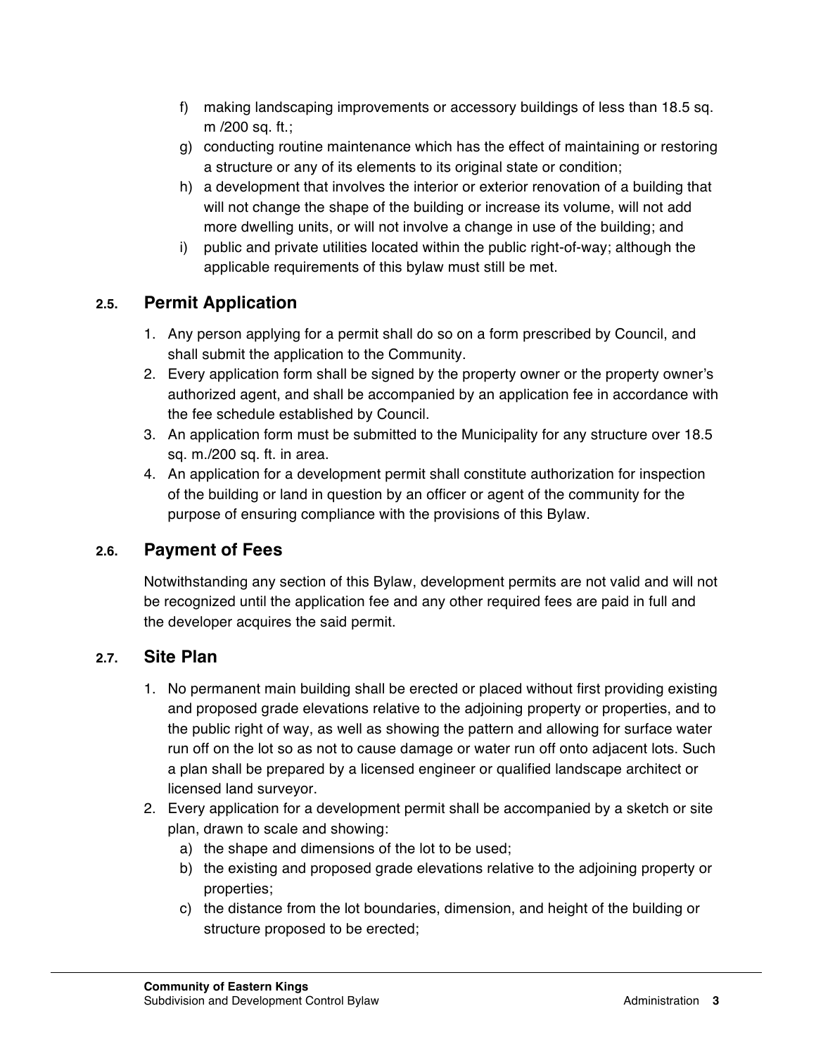f) making landscaping improvements or accessory buildings of less than 18.5 sq. m /200 sq. ft.;
g) conducting routine maintenance which has the effect of maintaining or restoring a structure or any of its elements to its original state or condition;
h) a development that involves the interior or exterior renovation of a building that will not change the shape of the building or increase its volume, will not add more dwelling units, or will not involve a change in use of the building; and
i) public and private utilities located within the public right-of-way; although the applicable requirements of this bylaw must still be met.

### 2.5. Permit Application

1. Any person applying for a permit shall do so on a form prescribed by Council, and shall submit the application to the Community.
2. Every application form shall be signed by the property owner or the property owner's authorized agent, and shall be accompanied by an application fee in accordance with the fee schedule established by Council.
3. An application form must be submitted to the Municipality for any structure over 18.5 sq. m./200 sq. ft. in area.
4. An application for a development permit shall constitute authorization for inspection of the building or land in question by an officer or agent of the community for the purpose of ensuring compliance with the provisions of this Bylaw.

### 2.6. Payment of Fees

Notwithstanding any section of this Bylaw, development permits are not valid and will not be recognized until the application fee and any other required fees are paid in full and the developer acquires the said permit.

### 2.7. Site Plan

1. No permanent main building shall be erected or placed without first providing existing and proposed grade elevations relative to the adjoining property or properties, and to the public right of way, as well as showing the pattern and allowing for surface water run off on the lot so as not to cause damage or water run off onto adjacent lots. Such a plan shall be prepared by a licensed engineer or qualified landscape architect or licensed land surveyor.
2. Every application for a development permit shall be accompanied by a sketch or site plan, drawn to scale and showing:
   a) the shape and dimensions of the lot to be used;
   b) the existing and proposed grade elevations relative to the adjoining property or properties;
   c) the distance from the lot boundaries, dimension, and height of the building or structure proposed to be erected;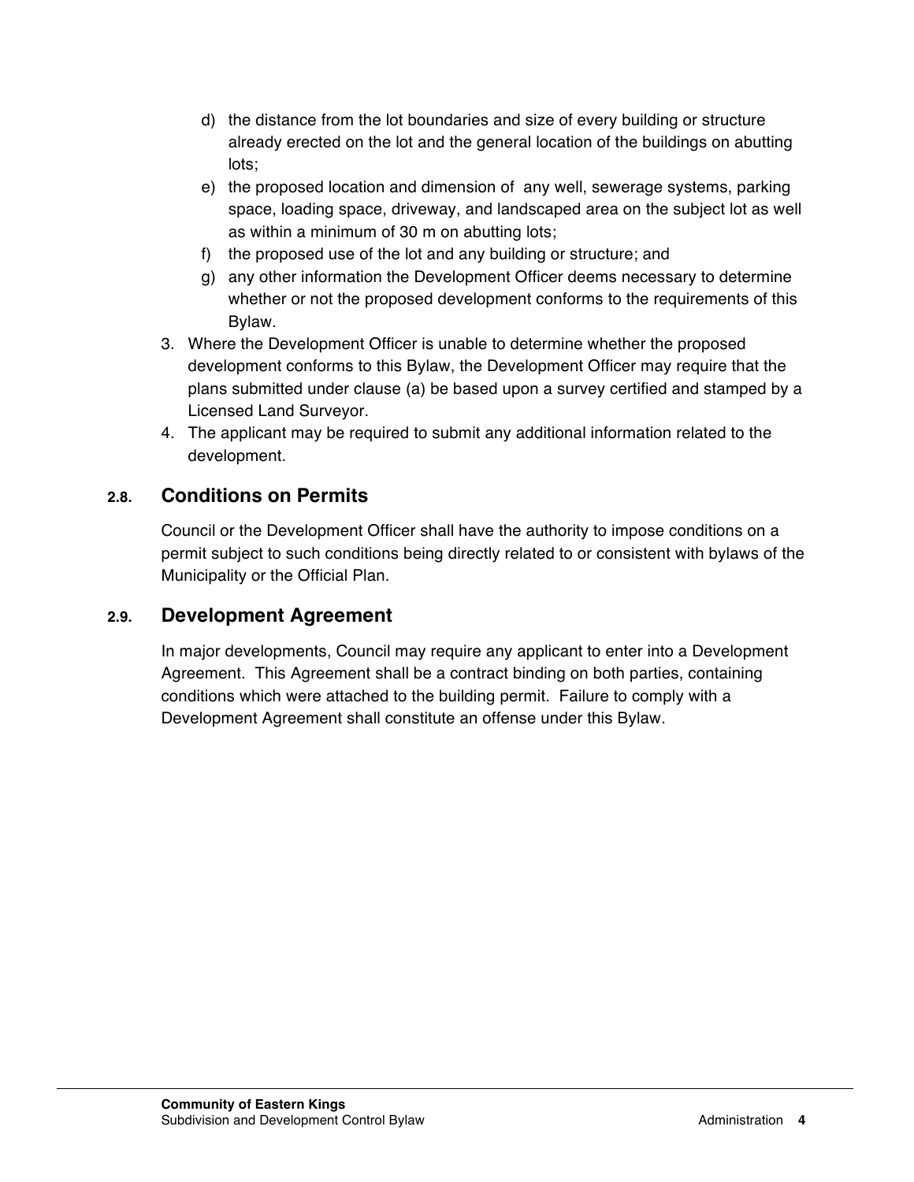d) the distance from the lot boundaries and size of every building or structure already erected on the lot and the general location of the buildings on abutting lots;
e) the proposed location and dimension of any well, sewerage systems, parking space, loading space, driveway, and landscaped area on the subject lot as well as within a minimum of 30 m on abutting lots;
f) the proposed use of the lot and any building or structure; and
g) any other information the Development Officer deems necessary to determine whether or not the proposed development conforms to the requirements of this Bylaw.

3. Where the Development Officer is unable to determine whether the proposed development conforms to this Bylaw, the Development Officer may require that the plans submitted under clause (a) be based upon a survey certified and stamped by a Licensed Land Surveyor.
4. The applicant may be required to submit any additional information related to the development.

## 2.8. Conditions on Permits

Council or the Development Officer shall have the authority to impose conditions on a permit subject to such conditions being directly related to or consistent with bylaws of the Municipality or the Official Plan.

## 2.9. Development Agreement

In major developments, Council may require any applicant to enter into a Development Agreement. This Agreement shall be a contract binding on both parties, containing conditions which were attached to the building permit. Failure to comply with a Development Agreement shall constitute an offense under this Bylaw.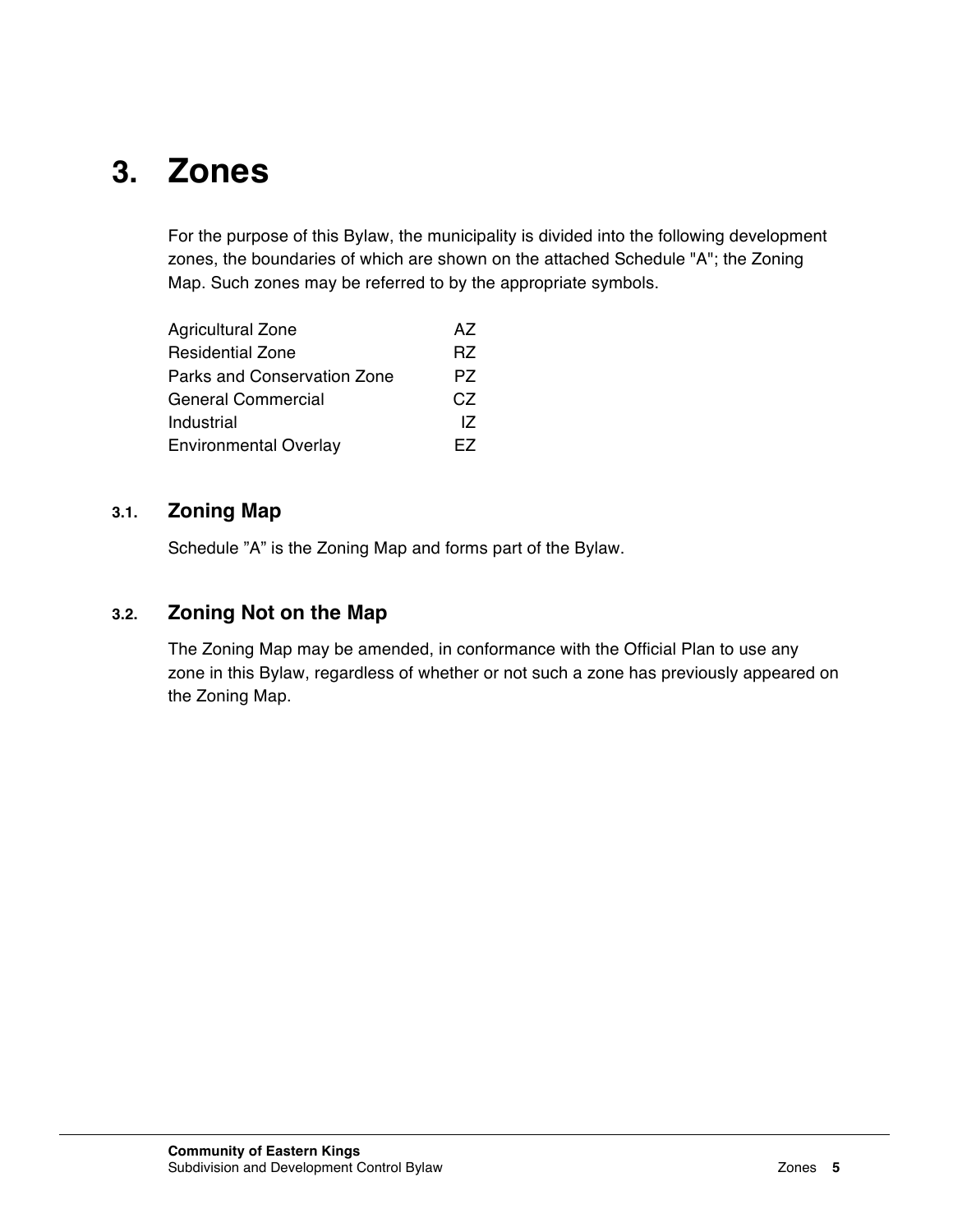# 3. Zones

For the purpose of this Bylaw, the municipality is divided into the following development zones, the boundaries of which are shown on the attached Schedule "A"; the Zoning Map. Such zones may be referred to by the appropriate symbols.

| Zone | Symbol |
| --- | --- |
| Agricultural Zone | AZ |
| Residential Zone | RZ |
| Parks and Conservation Zone | PZ |
| General Commercial | CZ |
| Industrial | IZ |
| Environmental Overlay | EZ |

## 3.1. Zoning Map

Schedule ”A” is the Zoning Map and forms part of the Bylaw.

## 3.2. Zoning Not on the Map

The Zoning Map may be amended, in conformance with the Official Plan to use any zone in this Bylaw, regardless of whether or not such a zone has previously appeared on the Zoning Map.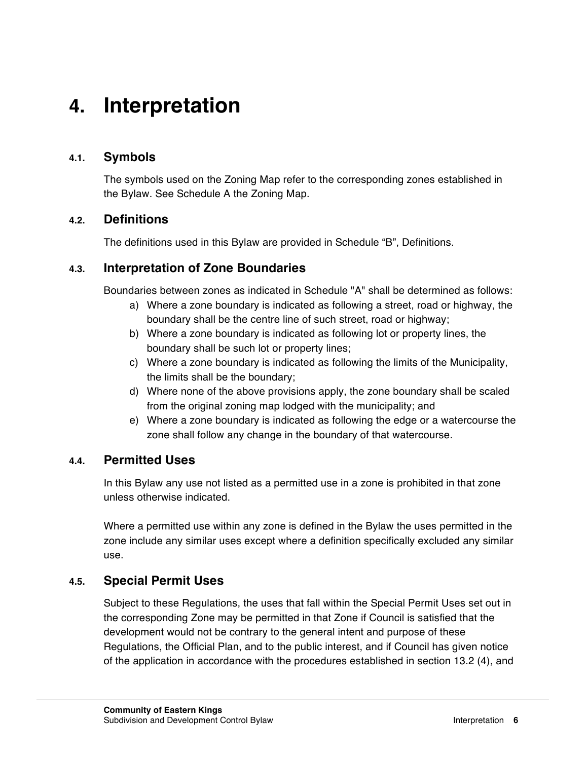# 4. Interpretation

## 4.1. Symbols

The symbols used on the Zoning Map refer to the corresponding zones established in the Bylaw. See Schedule A the Zoning Map.

## 4.2. Definitions

The definitions used in this Bylaw are provided in Schedule “B”, Definitions.

## 4.3. Interpretation of Zone Boundaries

Boundaries between zones as indicated in Schedule "A" shall be determined as follows:

a) Where a zone boundary is indicated as following a street, road or highway, the boundary shall be the centre line of such street, road or highway;
b) Where a zone boundary is indicated as following lot or property lines, the boundary shall be such lot or property lines;
c) Where a zone boundary is indicated as following the limits of the Municipality, the limits shall be the boundary;
d) Where none of the above provisions apply, the zone boundary shall be scaled from the original zoning map lodged with the municipality; and
e) Where a zone boundary is indicated as following the edge or a watercourse the zone shall follow any change in the boundary of that watercourse.

## 4.4. Permitted Uses

In this Bylaw any use not listed as a permitted use in a zone is prohibited in that zone unless otherwise indicated.

Where a permitted use within any zone is defined in the Bylaw the uses permitted in the zone include any similar uses except where a definition specifically excluded any similar use.

## 4.5. Special Permit Uses

Subject to these Regulations, the uses that fall within the Special Permit Uses set out in the corresponding Zone may be permitted in that Zone if Council is satisfied that the development would not be contrary to the general intent and purpose of these Regulations, the Official Plan, and to the public interest, and if Council has given notice of the application in accordance with the procedures established in section 13.2 (4), and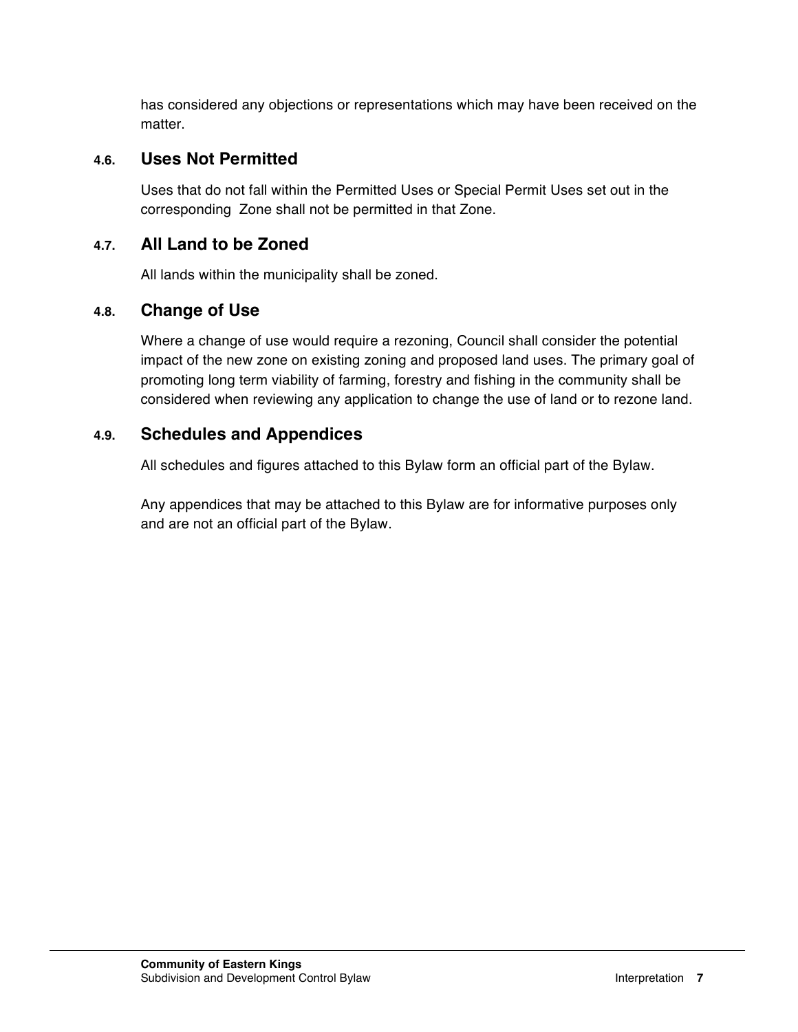has considered any objections or representations which may have been received on the matter.

### 4.6. Uses Not Permitted

Uses that do not fall within the Permitted Uses or Special Permit Uses set out in the corresponding Zone shall not be permitted in that Zone.

### 4.7. All Land to be Zoned

All lands within the municipality shall be zoned.

### 4.8. Change of Use

Where a change of use would require a rezoning, Council shall consider the potential impact of the new zone on existing zoning and proposed land uses. The primary goal of promoting long term viability of farming, forestry and fishing in the community shall be considered when reviewing any application to change the use of land or to rezone land.

### 4.9. Schedules and Appendices

All schedules and figures attached to this Bylaw form an official part of the Bylaw.

Any appendices that may be attached to this Bylaw are for informative purposes only and are not an official part of the Bylaw.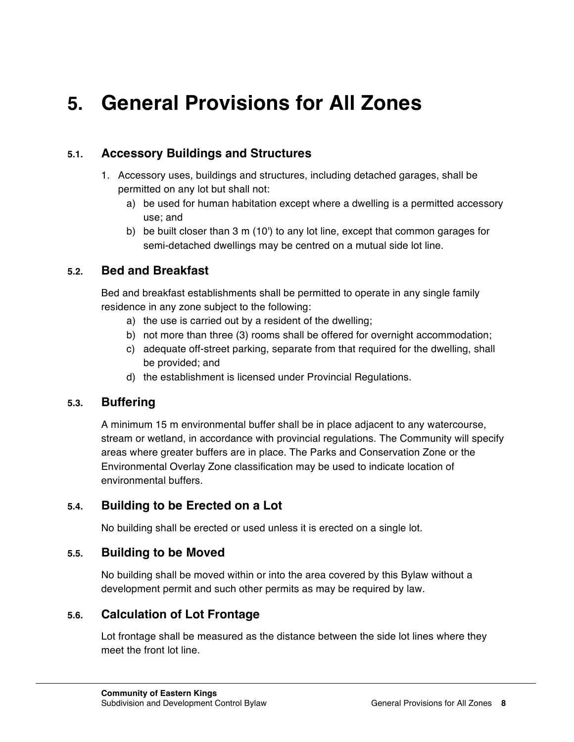# 5. General Provisions for All Zones

## 5.1. Accessory Buildings and Structures

1. Accessory uses, buildings and structures, including detached garages, shall be permitted on any lot but shall not:
   a) be used for human habitation except where a dwelling is a permitted accessory use; and
   b) be built closer than 3 m (10') to any lot line, except that common garages for semi-detached dwellings may be centred on a mutual side lot line.

## 5.2. Bed and Breakfast

Bed and breakfast establishments shall be permitted to operate in any single family residence in any zone subject to the following:

a) the use is carried out by a resident of the dwelling;
b) not more than three (3) rooms shall be offered for overnight accommodation;
c) adequate off-street parking, separate from that required for the dwelling, shall be provided; and
d) the establishment is licensed under Provincial Regulations.

## 5.3. Buffering

A minimum 15 m environmental buffer shall be in place adjacent to any watercourse, stream or wetland, in accordance with provincial regulations. The Community will specify areas where greater buffers are in place. The Parks and Conservation Zone or the Environmental Overlay Zone classification may be used to indicate location of environmental buffers.

## 5.4. Building to be Erected on a Lot

No building shall be erected or used unless it is erected on a single lot.

## 5.5. Building to be Moved

No building shall be moved within or into the area covered by this Bylaw without a development permit and such other permits as may be required by law.

## 5.6. Calculation of Lot Frontage

Lot frontage shall be measured as the distance between the side lot lines where they meet the front lot line.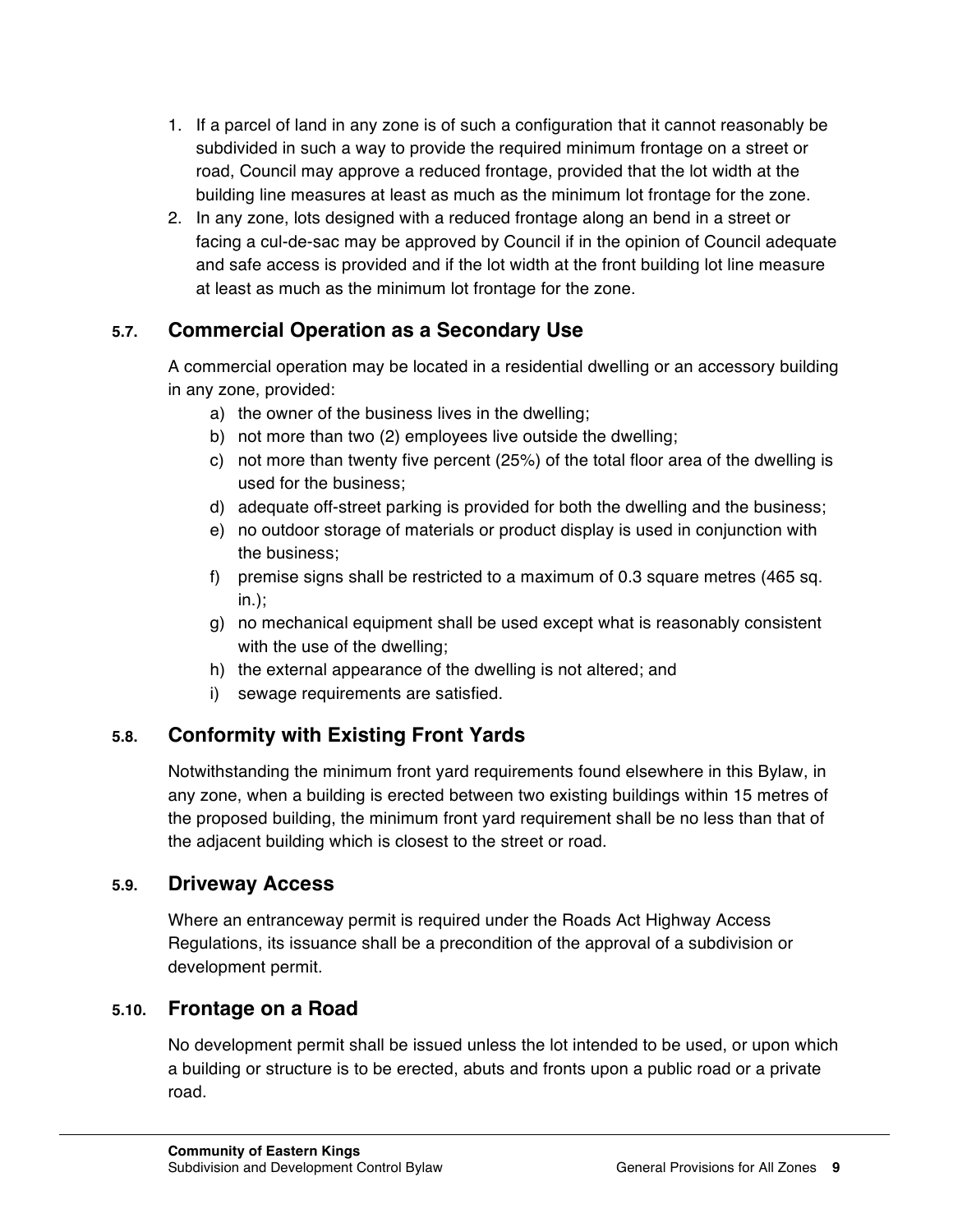1. If a parcel of land in any zone is of such a configuration that it cannot reasonably be subdivided in such a way to provide the required minimum frontage on a street or road, Council may approve a reduced frontage, provided that the lot width at the building line measures at least as much as the minimum lot frontage for the zone.
2. In any zone, lots designed with a reduced frontage along an bend in a street or facing a cul-de-sac may be approved by Council if in the opinion of Council adequate and safe access is provided and if the lot width at the front building lot line measure at least as much as the minimum lot frontage for the zone.

## 5.7. Commercial Operation as a Secondary Use

A commercial operation may be located in a residential dwelling or an accessory building in any zone, provided:

a) the owner of the business lives in the dwelling;
b) not more than two (2) employees live outside the dwelling;
c) not more than twenty five percent (25%) of the total floor area of the dwelling is used for the business;
d) adequate off-street parking is provided for both the dwelling and the business;
e) no outdoor storage of materials or product display is used in conjunction with the business;
f) premise signs shall be restricted to a maximum of 0.3 square metres (465 sq. in.);
g) no mechanical equipment shall be used except what is reasonably consistent with the use of the dwelling;
h) the external appearance of the dwelling is not altered; and
i) sewage requirements are satisfied.

## 5.8. Conformity with Existing Front Yards

Notwithstanding the minimum front yard requirements found elsewhere in this Bylaw, in any zone, when a building is erected between two existing buildings within 15 metres of the proposed building, the minimum front yard requirement shall be no less than that of the adjacent building which is closest to the street or road.

## 5.9. Driveway Access

Where an entranceway permit is required under the Roads Act Highway Access Regulations, its issuance shall be a precondition of the approval of a subdivision or development permit.

## 5.10. Frontage on a Road

No development permit shall be issued unless the lot intended to be used, or upon which a building or structure is to be erected, abuts and fronts upon a public road or a private road.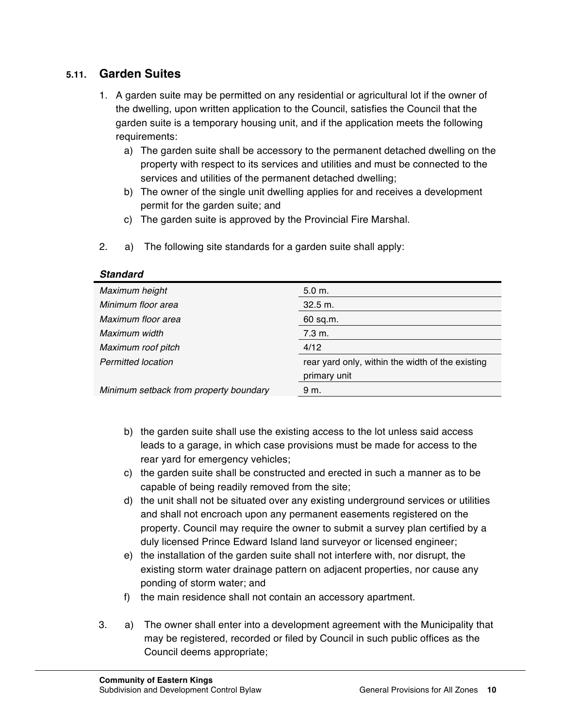## 5.11. Garden Suites

1. A garden suite may be permitted on any residential or agricultural lot if the owner of the dwelling, upon written application to the Council, satisfies the Council that the garden suite is a temporary housing unit, and if the application meets the following requirements:
   a) The garden suite shall be accessory to the permanent detached dwelling on the property with respect to its services and utilities and must be connected to the services and utilities of the permanent detached dwelling;
   b) The owner of the single unit dwelling applies for and receives a development permit for the garden suite; and
   c) The garden suite is approved by the Provincial Fire Marshal.

2. a) The following site standards for a garden suite shall apply:

| ***Standard*** | |
|---|---|
| *Maximum height* | 5.0 m. |
| *Minimum floor area* | 32.5 m. |
| *Maximum floor area* | 60 sq.m. |
| *Maximum width* | 7.3 m. |
| *Maximum roof pitch* | 4/12 |
| *Permitted location* | rear yard only, within the width of the existing primary unit |
| *Minimum setback from property boundary* | 9 m. |

   b) the garden suite shall use the existing access to the lot unless said access leads to a garage, in which case provisions must be made for access to the rear yard for emergency vehicles;
   c) the garden suite shall be constructed and erected in such a manner as to be capable of being readily removed from the site;
   d) the unit shall not be situated over any existing underground services or utilities and shall not encroach upon any permanent easements registered on the property. Council may require the owner to submit a survey plan certified by a duly licensed Prince Edward Island land surveyor or licensed engineer;
   e) the installation of the garden suite shall not interfere with, nor disrupt, the existing storm water drainage pattern on adjacent properties, nor cause any ponding of storm water; and
   f) the main residence shall not contain an accessory apartment.

3. a) The owner shall enter into a development agreement with the Municipality that may be registered, recorded or filed by Council in such public offices as the Council deems appropriate;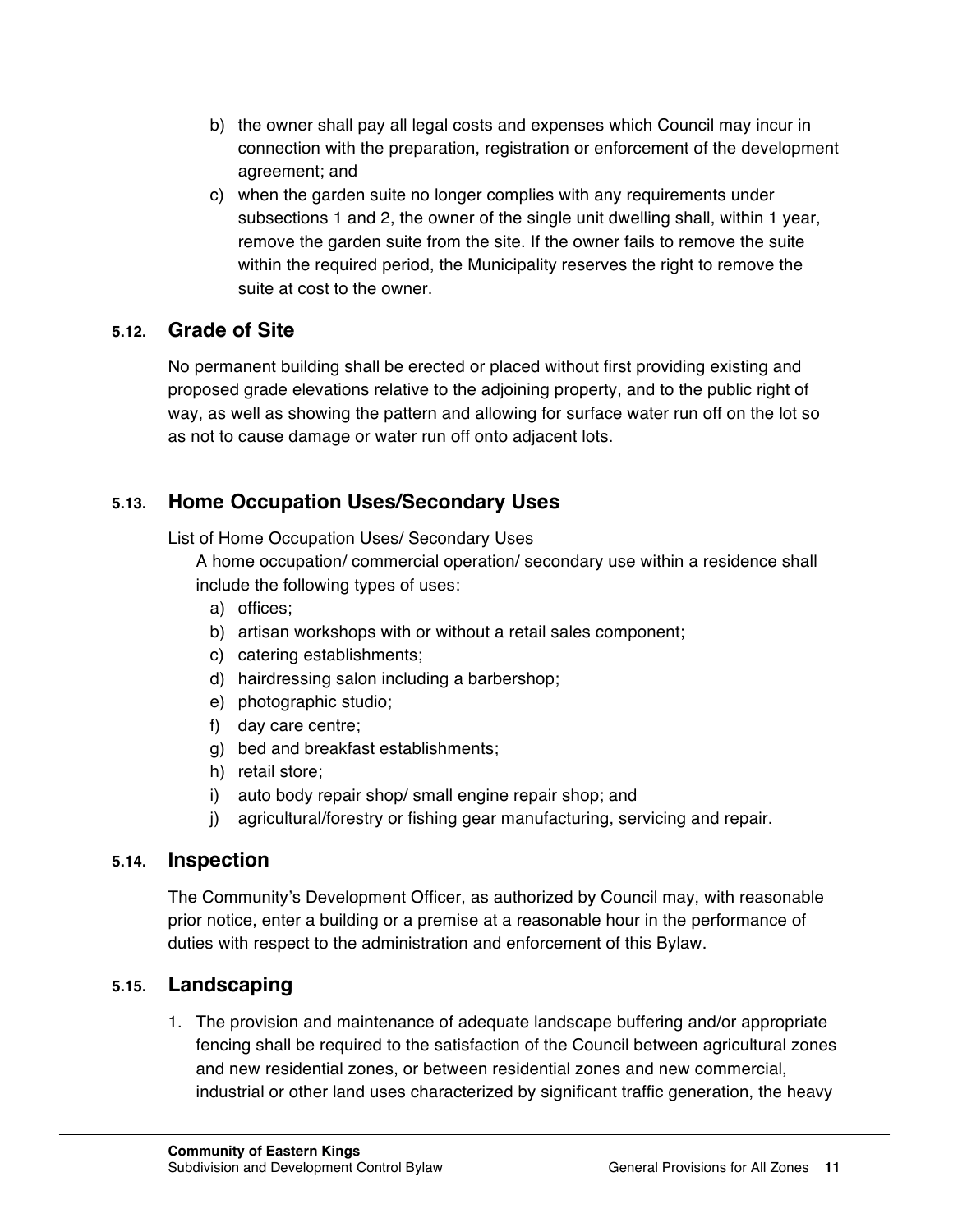b) the owner shall pay all legal costs and expenses which Council may incur in connection with the preparation, registration or enforcement of the development agreement; and

c) when the garden suite no longer complies with any requirements under subsections 1 and 2, the owner of the single unit dwelling shall, within 1 year, remove the garden suite from the site. If the owner fails to remove the suite within the required period, the Municipality reserves the right to remove the suite at cost to the owner.

## 5.12. Grade of Site

No permanent building shall be erected or placed without first providing existing and proposed grade elevations relative to the adjoining property, and to the public right of way, as well as showing the pattern and allowing for surface water run off on the lot so as not to cause damage or water run off onto adjacent lots.

## 5.13. Home Occupation Uses/Secondary Uses

List of Home Occupation Uses/ Secondary Uses

A home occupation/ commercial operation/ secondary use within a residence shall include the following types of uses:

a) offices;
b) artisan workshops with or without a retail sales component;
c) catering establishments;
d) hairdressing salon including a barbershop;
e) photographic studio;
f) day care centre;
g) bed and breakfast establishments;
h) retail store;
i) auto body repair shop/ small engine repair shop; and
j) agricultural/forestry or fishing gear manufacturing, servicing and repair.

## 5.14. Inspection

The Community's Development Officer, as authorized by Council may, with reasonable prior notice, enter a building or a premise at a reasonable hour in the performance of duties with respect to the administration and enforcement of this Bylaw.

## 5.15. Landscaping

1. The provision and maintenance of adequate landscape buffering and/or appropriate fencing shall be required to the satisfaction of the Council between agricultural zones and new residential zones, or between residential zones and new commercial, industrial or other land uses characterized by significant traffic generation, the heavy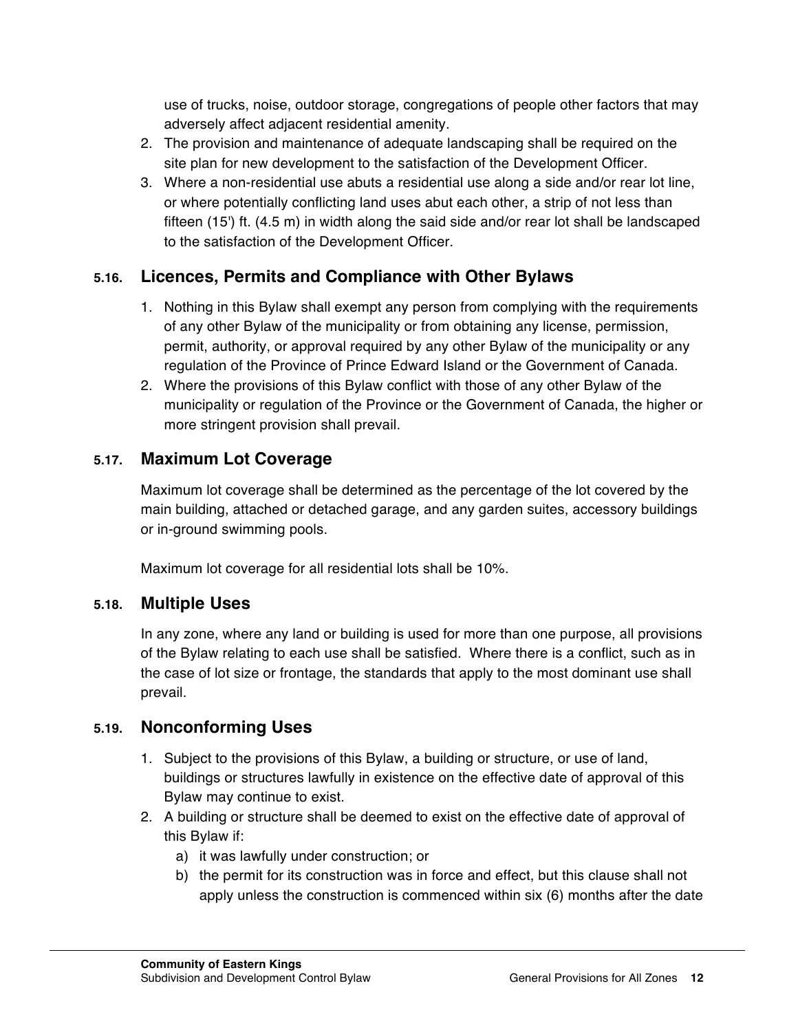use of trucks, noise, outdoor storage, congregations of people other factors that may adversely affect adjacent residential amenity.

2. The provision and maintenance of adequate landscaping shall be required on the site plan for new development to the satisfaction of the Development Officer.
3. Where a non-residential use abuts a residential use along a side and/or rear lot line, or where potentially conflicting land uses abut each other, a strip of not less than fifteen (15') ft. (4.5 m) in width along the said side and/or rear lot shall be landscaped to the satisfaction of the Development Officer.

## 5.16. Licences, Permits and Compliance with Other Bylaws

1. Nothing in this Bylaw shall exempt any person from complying with the requirements of any other Bylaw of the municipality or from obtaining any license, permission, permit, authority, or approval required by any other Bylaw of the municipality or any regulation of the Province of Prince Edward Island or the Government of Canada.
2. Where the provisions of this Bylaw conflict with those of any other Bylaw of the municipality or regulation of the Province or the Government of Canada, the higher or more stringent provision shall prevail.

## 5.17. Maximum Lot Coverage

Maximum lot coverage shall be determined as the percentage of the lot covered by the main building, attached or detached garage, and any garden suites, accessory buildings or in-ground swimming pools.

Maximum lot coverage for all residential lots shall be 10%.

## 5.18. Multiple Uses

In any zone, where any land or building is used for more than one purpose, all provisions of the Bylaw relating to each use shall be satisfied. Where there is a conflict, such as in the case of lot size or frontage, the standards that apply to the most dominant use shall prevail.

## 5.19. Nonconforming Uses

1. Subject to the provisions of this Bylaw, a building or structure, or use of land, buildings or structures lawfully in existence on the effective date of approval of this Bylaw may continue to exist.
2. A building or structure shall be deemed to exist on the effective date of approval of this Bylaw if:
   a) it was lawfully under construction; or
   b) the permit for its construction was in force and effect, but this clause shall not apply unless the construction is commenced within six (6) months after the date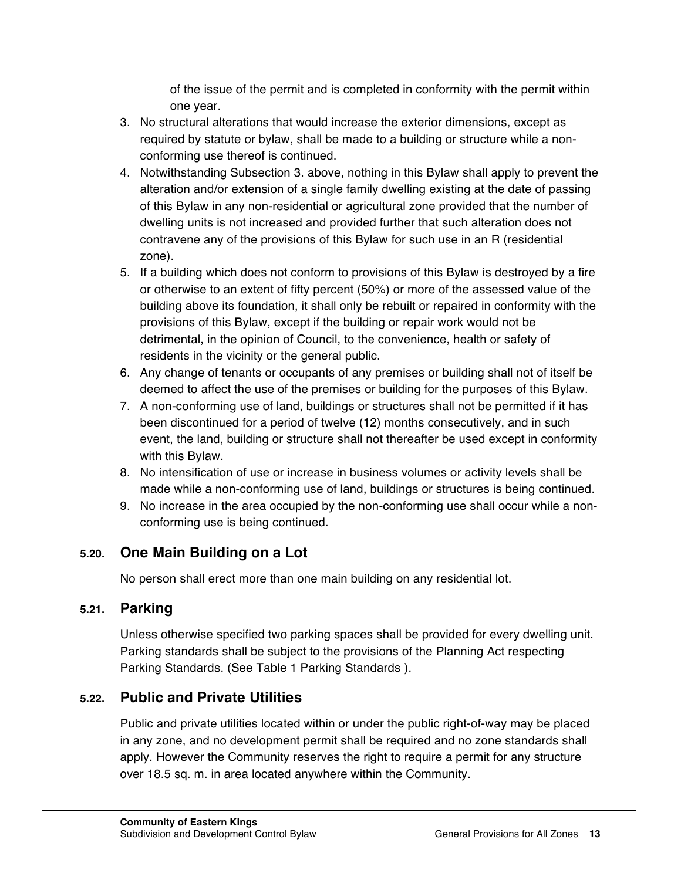of the issue of the permit and is completed in conformity with the permit within one year.

3. No structural alterations that would increase the exterior dimensions, except as required by statute or bylaw, shall be made to a building or structure while a non-conforming use thereof is continued.
4. Notwithstanding Subsection 3. above, nothing in this Bylaw shall apply to prevent the alteration and/or extension of a single family dwelling existing at the date of passing of this Bylaw in any non-residential or agricultural zone provided that the number of dwelling units is not increased and provided further that such alteration does not contravene any of the provisions of this Bylaw for such use in an R (residential zone).
5. If a building which does not conform to provisions of this Bylaw is destroyed by a fire or otherwise to an extent of fifty percent (50%) or more of the assessed value of the building above its foundation, it shall only be rebuilt or repaired in conformity with the provisions of this Bylaw, except if the building or repair work would not be detrimental, in the opinion of Council, to the convenience, health or safety of residents in the vicinity or the general public.
6. Any change of tenants or occupants of any premises or building shall not of itself be deemed to affect the use of the premises or building for the purposes of this Bylaw.
7. A non-conforming use of land, buildings or structures shall not be permitted if it has been discontinued for a period of twelve (12) months consecutively, and in such event, the land, building or structure shall not thereafter be used except in conformity with this Bylaw.
8. No intensification of use or increase in business volumes or activity levels shall be made while a non-conforming use of land, buildings or structures is being continued.
9. No increase in the area occupied by the non-conforming use shall occur while a non-conforming use is being continued.

## 5.20. One Main Building on a Lot

No person shall erect more than one main building on any residential lot.

## 5.21. Parking

Unless otherwise specified two parking spaces shall be provided for every dwelling unit. Parking standards shall be subject to the provisions of the Planning Act respecting Parking Standards. (See Table 1 Parking Standards ).

## 5.22. Public and Private Utilities

Public and private utilities located within or under the public right-of-way may be placed in any zone, and no development permit shall be required and no zone standards shall apply. However the Community reserves the right to require a permit for any structure over 18.5 sq. m. in area located anywhere within the Community.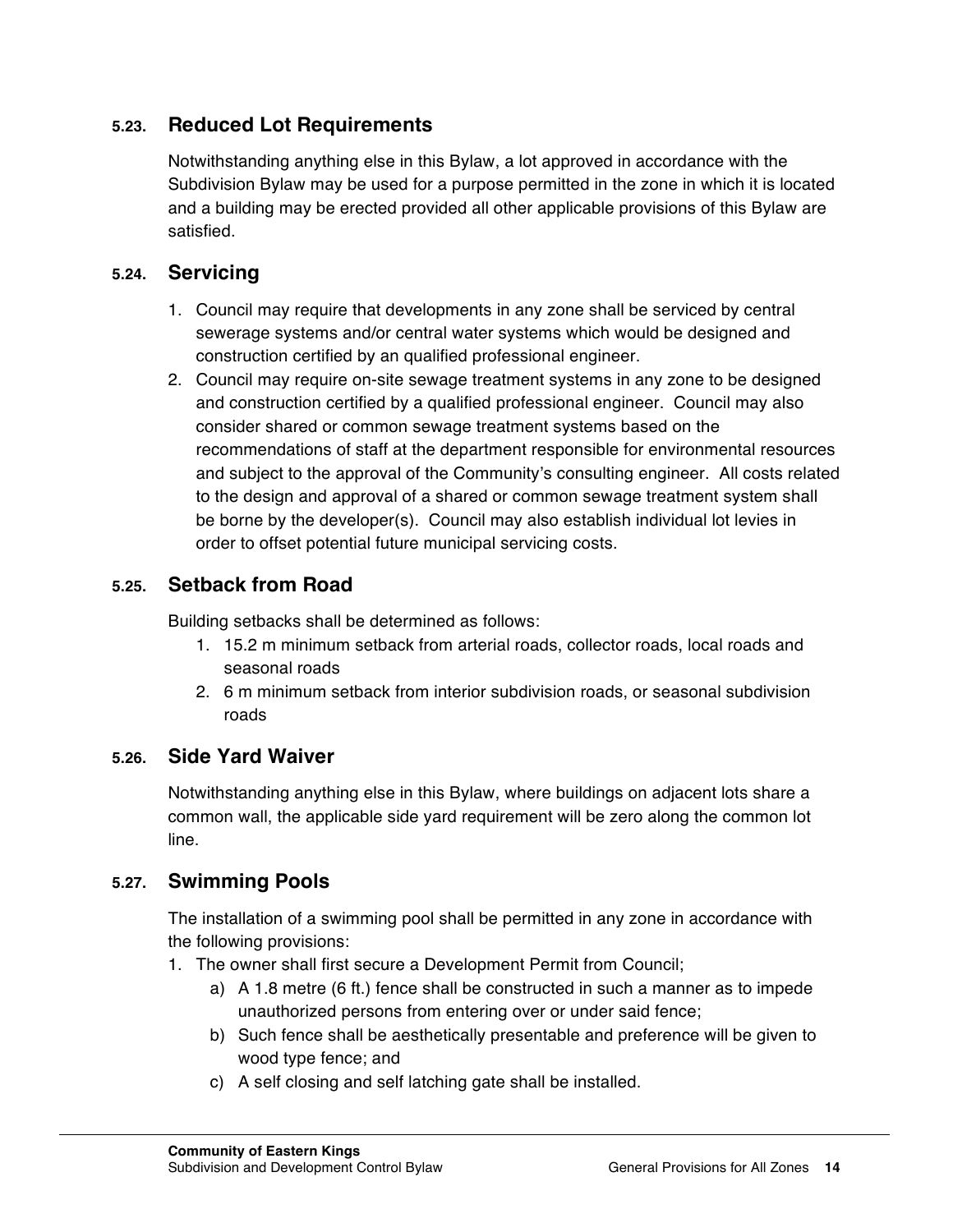## 5.23. Reduced Lot Requirements

Notwithstanding anything else in this Bylaw, a lot approved in accordance with the Subdivision Bylaw may be used for a purpose permitted in the zone in which it is located and a building may be erected provided all other applicable provisions of this Bylaw are satisfied.

## 5.24. Servicing

1. Council may require that developments in any zone shall be serviced by central sewerage systems and/or central water systems which would be designed and construction certified by an qualified professional engineer.
2. Council may require on-site sewage treatment systems in any zone to be designed and construction certified by a qualified professional engineer. Council may also consider shared or common sewage treatment systems based on the recommendations of staff at the department responsible for environmental resources and subject to the approval of the Community's consulting engineer. All costs related to the design and approval of a shared or common sewage treatment system shall be borne by the developer(s). Council may also establish individual lot levies in order to offset potential future municipal servicing costs.

## 5.25. Setback from Road

Building setbacks shall be determined as follows:

1. 15.2 m minimum setback from arterial roads, collector roads, local roads and seasonal roads
2. 6 m minimum setback from interior subdivision roads, or seasonal subdivision roads

## 5.26. Side Yard Waiver

Notwithstanding anything else in this Bylaw, where buildings on adjacent lots share a common wall, the applicable side yard requirement will be zero along the common lot line.

## 5.27. Swimming Pools

The installation of a swimming pool shall be permitted in any zone in accordance with the following provisions:

1. The owner shall first secure a Development Permit from Council;
   a) A 1.8 metre (6 ft.) fence shall be constructed in such a manner as to impede unauthorized persons from entering over or under said fence;
   b) Such fence shall be aesthetically presentable and preference will be given to wood type fence; and
   c) A self closing and self latching gate shall be installed.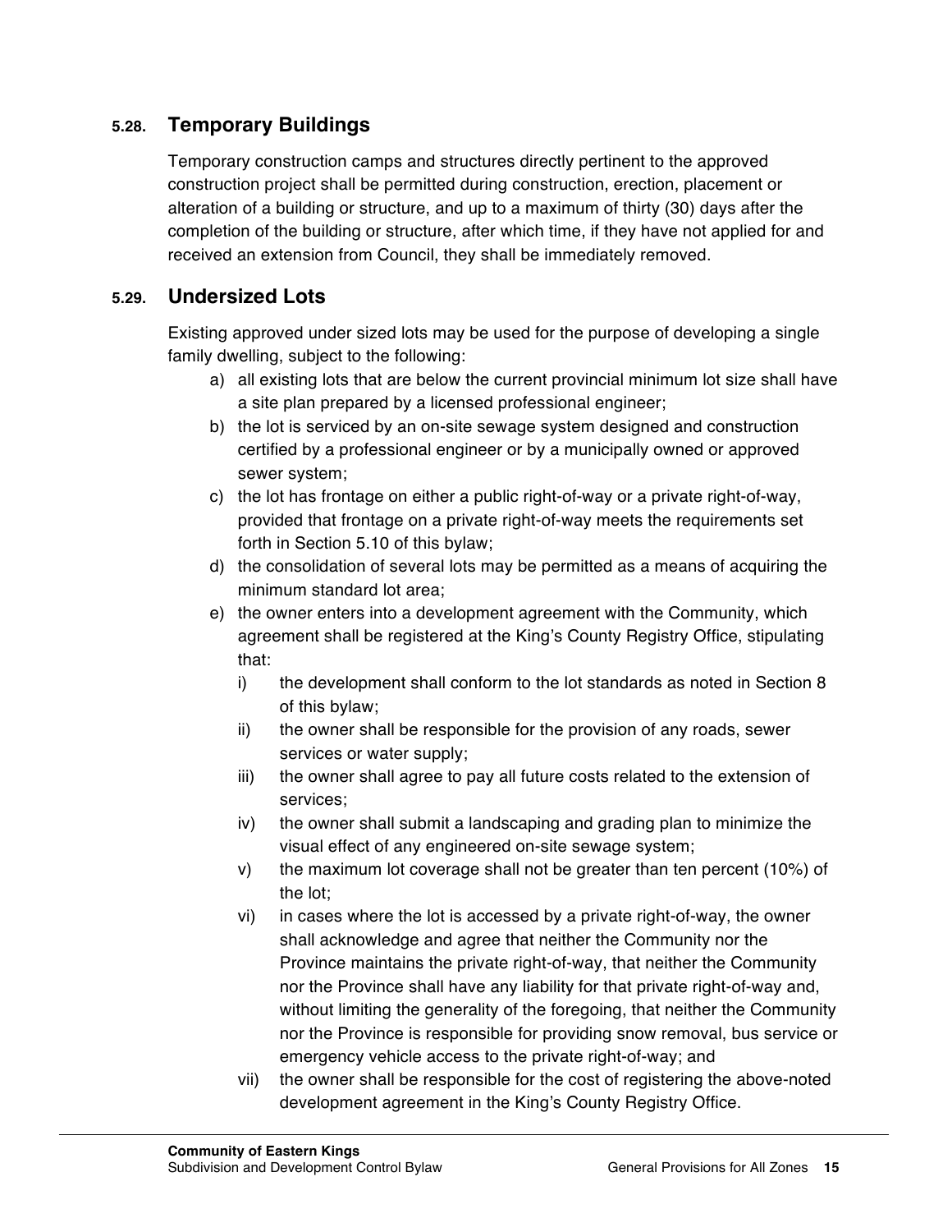### 5.28. Temporary Buildings

Temporary construction camps and structures directly pertinent to the approved construction project shall be permitted during construction, erection, placement or alteration of a building or structure, and up to a maximum of thirty (30) days after the completion of the building or structure, after which time, if they have not applied for and received an extension from Council, they shall be immediately removed.

### 5.29. Undersized Lots

Existing approved under sized lots may be used for the purpose of developing a single family dwelling, subject to the following:

a) all existing lots that are below the current provincial minimum lot size shall have a site plan prepared by a licensed professional engineer;
b) the lot is serviced by an on-site sewage system designed and construction certified by a professional engineer or by a municipally owned or approved sewer system;
c) the lot has frontage on either a public right-of-way or a private right-of-way, provided that frontage on a private right-of-way meets the requirements set forth in Section 5.10 of this bylaw;
d) the consolidation of several lots may be permitted as a means of acquiring the minimum standard lot area;
e) the owner enters into a development agreement with the Community, which agreement shall be registered at the King's County Registry Office, stipulating that:
    i) the development shall conform to the lot standards as noted in Section 8 of this bylaw;
    ii) the owner shall be responsible for the provision of any roads, sewer services or water supply;
    iii) the owner shall agree to pay all future costs related to the extension of services;
    iv) the owner shall submit a landscaping and grading plan to minimize the visual effect of any engineered on-site sewage system;
    v) the maximum lot coverage shall not be greater than ten percent (10%) of the lot;
    vi) in cases where the lot is accessed by a private right-of-way, the owner shall acknowledge and agree that neither the Community nor the Province maintains the private right-of-way, that neither the Community nor the Province shall have any liability for that private right-of-way and, without limiting the generality of the foregoing, that neither the Community nor the Province is responsible for providing snow removal, bus service or emergency vehicle access to the private right-of-way; and
    vii) the owner shall be responsible for the cost of registering the above-noted development agreement in the King's County Registry Office.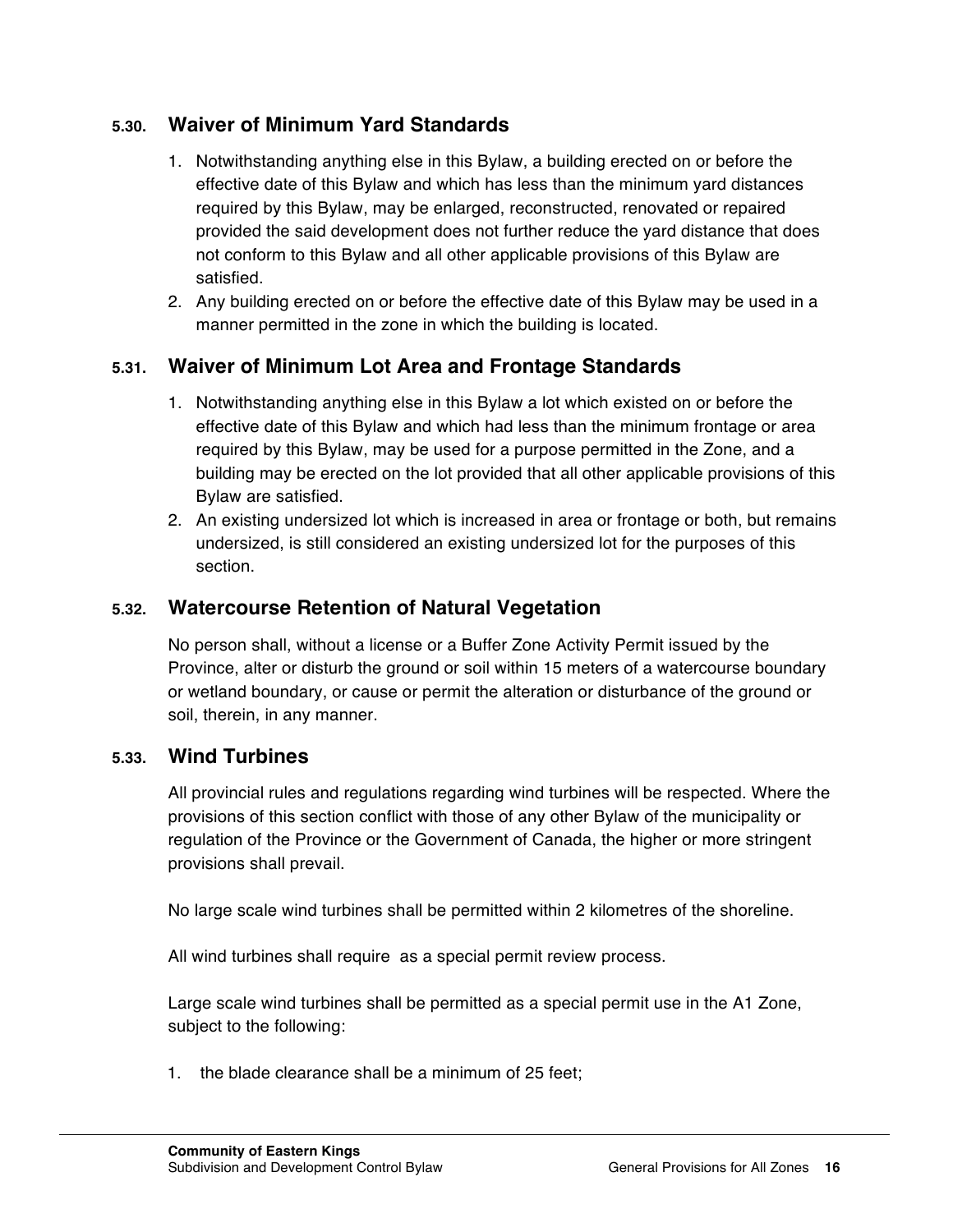## 5.30. Waiver of Minimum Yard Standards

1. Notwithstanding anything else in this Bylaw, a building erected on or before the effective date of this Bylaw and which has less than the minimum yard distances required by this Bylaw, may be enlarged, reconstructed, renovated or repaired provided the said development does not further reduce the yard distance that does not conform to this Bylaw and all other applicable provisions of this Bylaw are satisfied.
2. Any building erected on or before the effective date of this Bylaw may be used in a manner permitted in the zone in which the building is located.

## 5.31. Waiver of Minimum Lot Area and Frontage Standards

1. Notwithstanding anything else in this Bylaw a lot which existed on or before the effective date of this Bylaw and which had less than the minimum frontage or area required by this Bylaw, may be used for a purpose permitted in the Zone, and a building may be erected on the lot provided that all other applicable provisions of this Bylaw are satisfied.
2. An existing undersized lot which is increased in area or frontage or both, but remains undersized, is still considered an existing undersized lot for the purposes of this section.

## 5.32. Watercourse Retention of Natural Vegetation

No person shall, without a license or a Buffer Zone Activity Permit issued by the Province, alter or disturb the ground or soil within 15 meters of a watercourse boundary or wetland boundary, or cause or permit the alteration or disturbance of the ground or soil, therein, in any manner.

## 5.33. Wind Turbines

All provincial rules and regulations regarding wind turbines will be respected. Where the provisions of this section conflict with those of any other Bylaw of the municipality or regulation of the Province or the Government of Canada, the higher or more stringent provisions shall prevail.

No large scale wind turbines shall be permitted within 2 kilometres of the shoreline.

All wind turbines shall require as a special permit review process.

Large scale wind turbines shall be permitted as a special permit use in the A1 Zone, subject to the following:

1. the blade clearance shall be a minimum of 25 feet;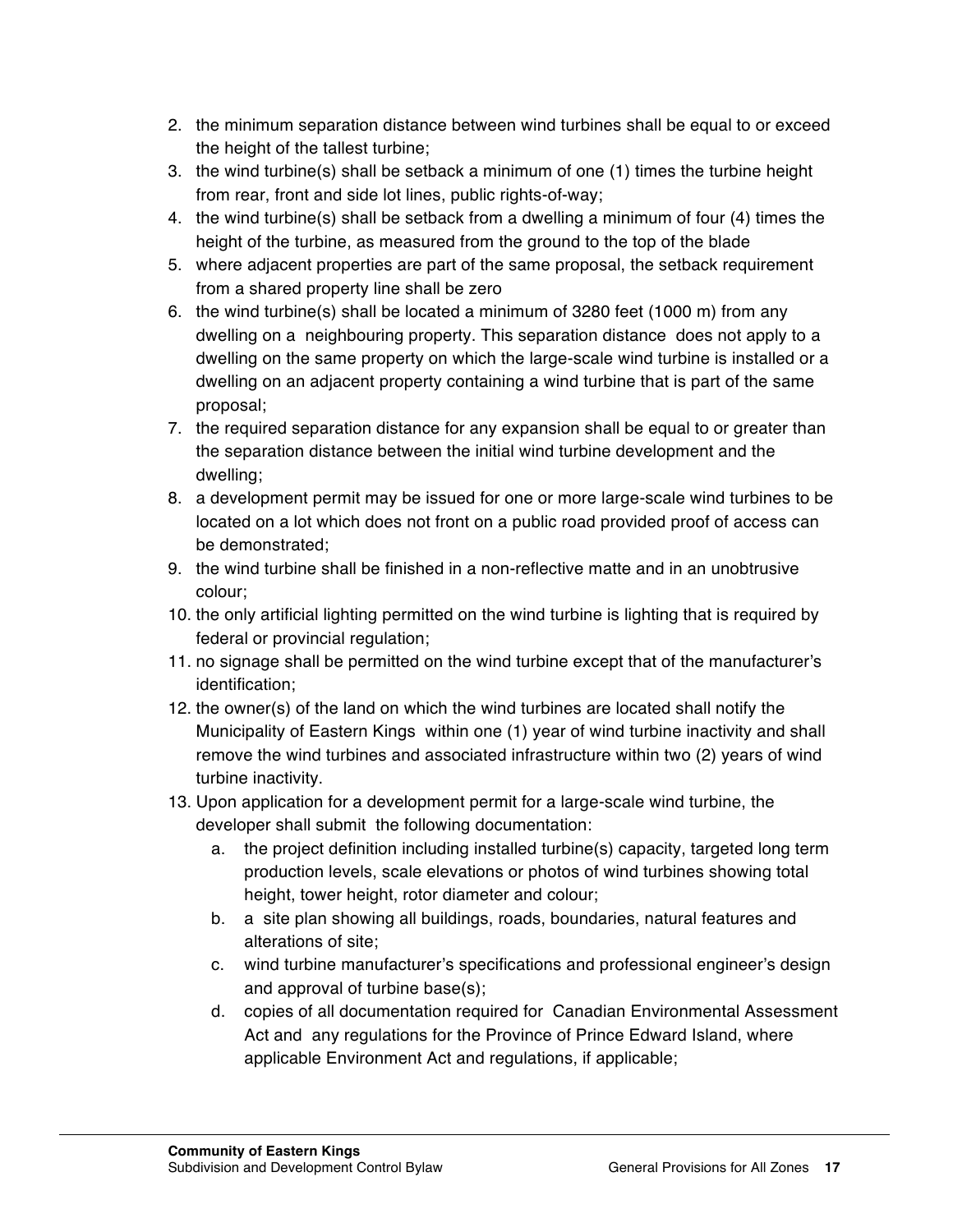2. the minimum separation distance between wind turbines shall be equal to or exceed the height of the tallest turbine;
3. the wind turbine(s) shall be setback a minimum of one (1) times the turbine height from rear, front and side lot lines, public rights-of-way;
4. the wind turbine(s) shall be setback from a dwelling a minimum of four (4) times the height of the turbine, as measured from the ground to the top of the blade
5. where adjacent properties are part of the same proposal, the setback requirement from a shared property line shall be zero
6. the wind turbine(s) shall be located a minimum of 3280 feet (1000 m) from any dwelling on a neighbouring property. This separation distance does not apply to a dwelling on the same property on which the large-scale wind turbine is installed or a dwelling on an adjacent property containing a wind turbine that is part of the same proposal;
7. the required separation distance for any expansion shall be equal to or greater than the separation distance between the initial wind turbine development and the dwelling;
8. a development permit may be issued for one or more large-scale wind turbines to be located on a lot which does not front on a public road provided proof of access can be demonstrated;
9. the wind turbine shall be finished in a non-reflective matte and in an unobtrusive colour;
10. the only artificial lighting permitted on the wind turbine is lighting that is required by federal or provincial regulation;
11. no signage shall be permitted on the wind turbine except that of the manufacturer's identification;
12. the owner(s) of the land on which the wind turbines are located shall notify the Municipality of Eastern Kings within one (1) year of wind turbine inactivity and shall remove the wind turbines and associated infrastructure within two (2) years of wind turbine inactivity.
13. Upon application for a development permit for a large-scale wind turbine, the developer shall submit the following documentation:
    a. the project definition including installed turbine(s) capacity, targeted long term production levels, scale elevations or photos of wind turbines showing total height, tower height, rotor diameter and colour;
    b. a site plan showing all buildings, roads, boundaries, natural features and alterations of site;
    c. wind turbine manufacturer's specifications and professional engineer's design and approval of turbine base(s);
    d. copies of all documentation required for Canadian Environmental Assessment Act and any regulations for the Province of Prince Edward Island, where applicable Environment Act and regulations, if applicable;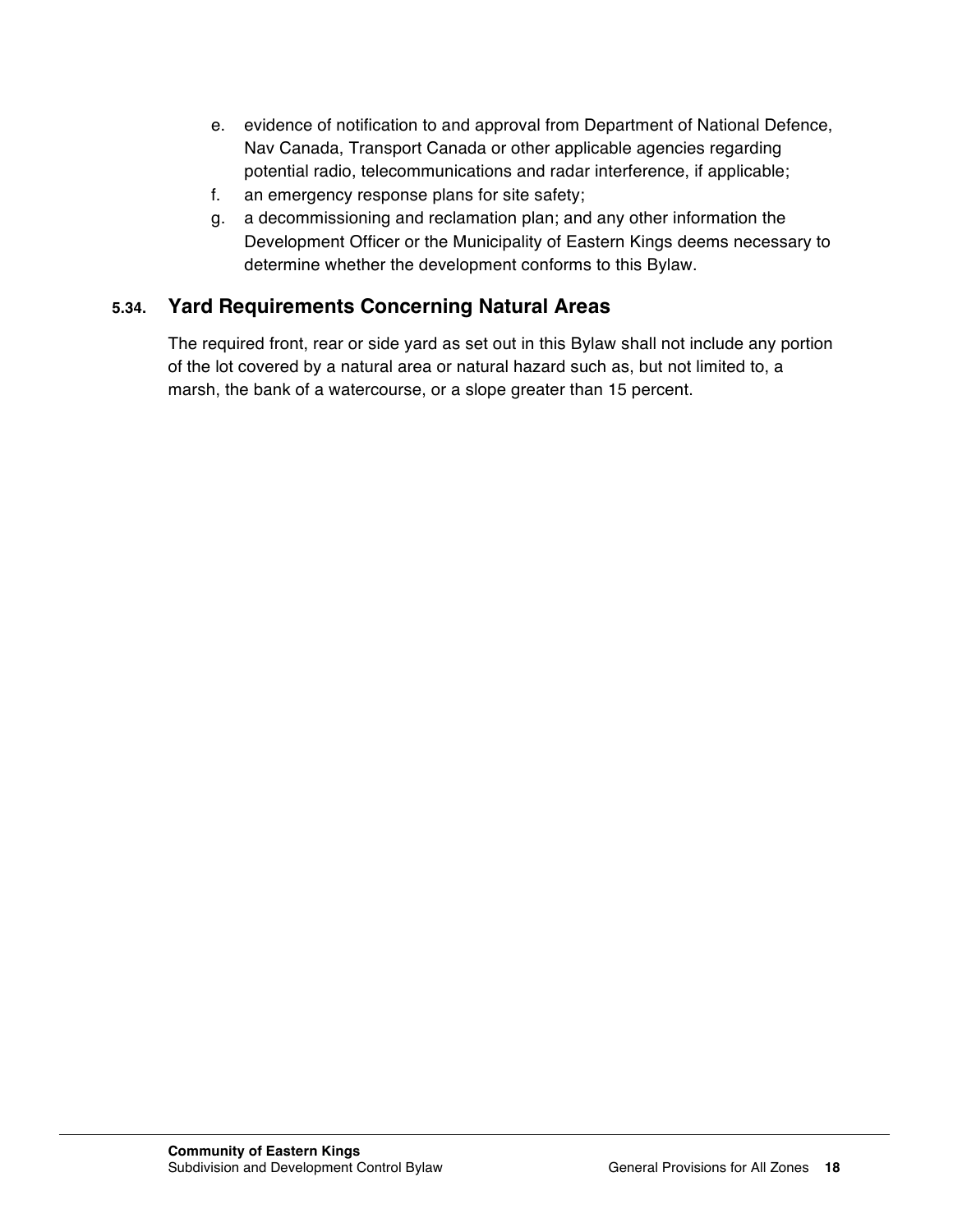e. evidence of notification to and approval from Department of National Defence, Nav Canada, Transport Canada or other applicable agencies regarding potential radio, telecommunications and radar interference, if applicable;
f. an emergency response plans for site safety;
g. a decommissioning and reclamation plan; and any other information the Development Officer or the Municipality of Eastern Kings deems necessary to determine whether the development conforms to this Bylaw.

## 5.34. Yard Requirements Concerning Natural Areas

The required front, rear or side yard as set out in this Bylaw shall not include any portion of the lot covered by a natural area or natural hazard such as, but not limited to, a marsh, the bank of a watercourse, or a slope greater than 15 percent.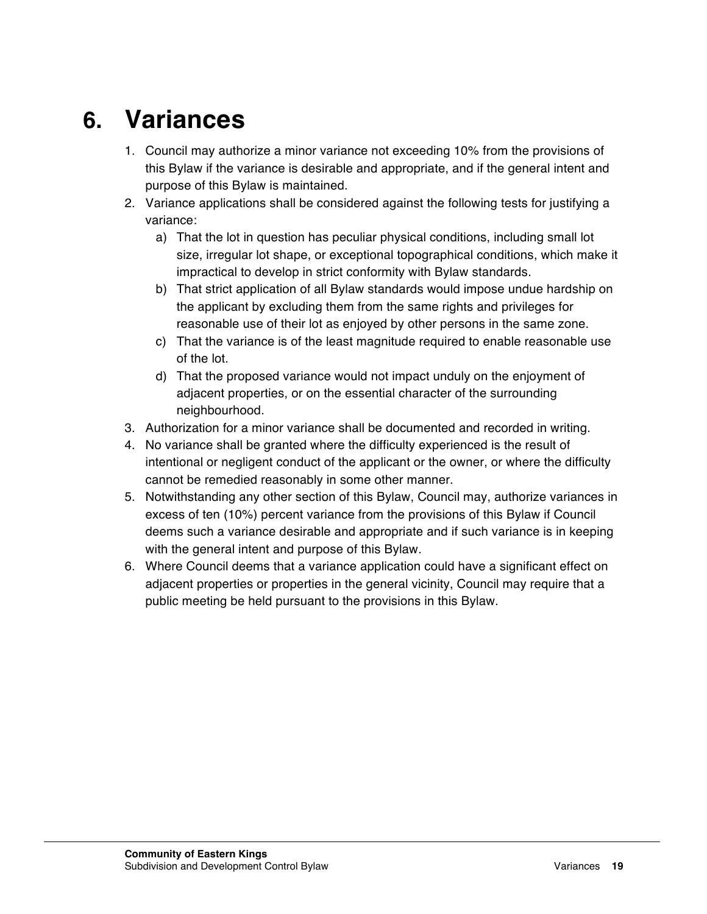# 6. Variances

1. Council may authorize a minor variance not exceeding 10% from the provisions of this Bylaw if the variance is desirable and appropriate, and if the general intent and purpose of this Bylaw is maintained.
2. Variance applications shall be considered against the following tests for justifying a variance:
   a) That the lot in question has peculiar physical conditions, including small lot size, irregular lot shape, or exceptional topographical conditions, which make it impractical to develop in strict conformity with Bylaw standards.
   b) That strict application of all Bylaw standards would impose undue hardship on the applicant by excluding them from the same rights and privileges for reasonable use of their lot as enjoyed by other persons in the same zone.
   c) That the variance is of the least magnitude required to enable reasonable use of the lot.
   d) That the proposed variance would not impact unduly on the enjoyment of adjacent properties, or on the essential character of the surrounding neighbourhood.
3. Authorization for a minor variance shall be documented and recorded in writing.
4. No variance shall be granted where the difficulty experienced is the result of intentional or negligent conduct of the applicant or the owner, or where the difficulty cannot be remedied reasonably in some other manner.
5. Notwithstanding any other section of this Bylaw, Council may, authorize variances in excess of ten (10%) percent variance from the provisions of this Bylaw if Council deems such a variance desirable and appropriate and if such variance is in keeping with the general intent and purpose of this Bylaw.
6. Where Council deems that a variance application could have a significant effect on adjacent properties or properties in the general vicinity, Council may require that a public meeting be held pursuant to the provisions in this Bylaw.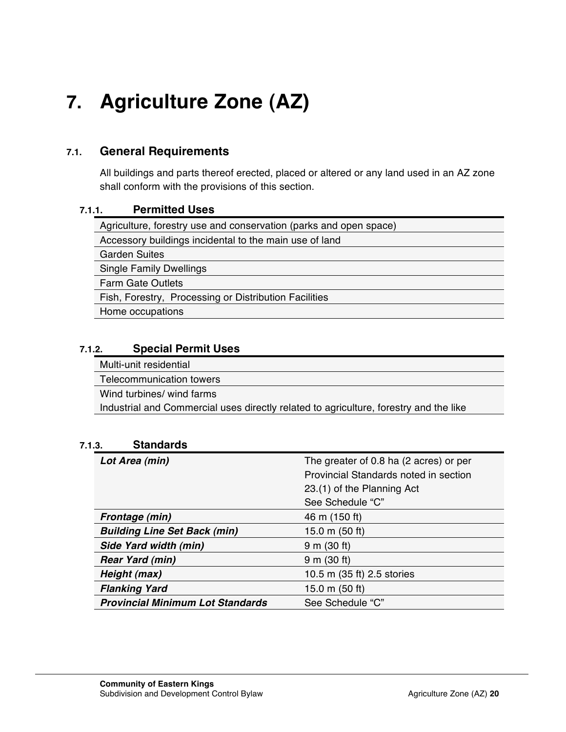# 7. Agriculture Zone (AZ)

## 7.1. General Requirements

All buildings and parts thereof erected, placed or altered or any land used in an AZ zone shall conform with the provisions of this section.

### 7.1.1. Permitted Uses

| Permitted Uses |
|---|
| Agriculture, forestry use and conservation (parks and open space) |
| Accessory buildings incidental to the main use of land |
| Garden Suites |
| Single Family Dwellings |
| Farm Gate Outlets |
| Fish, Forestry, Processing or Distribution Facilities |
| Home occupations |

### 7.1.2. Special Permit Uses

| Special Permit Uses |
|---|
| Multi-unit residential |
| Telecommunication towers |
| Wind turbines/ wind farms<br>Industrial and Commercial uses directly related to agriculture, forestry and the like |

### 7.1.3. Standards

| Standard | Requirement |
|---|---|
| ***Lot Area (min)*** | The greater of 0.8 ha (2 acres) or per Provincial Standards noted in section 23.(1) of the Planning Act<br>See Schedule "C" |
| ***Frontage (min)*** | 46 m (150 ft) |
| ***Building Line Set Back (min)*** | 15.0 m (50 ft) |
| ***Side Yard width (min)*** | 9 m (30 ft) |
| ***Rear Yard (min)*** | 9 m (30 ft) |
| ***Height (max)*** | 10.5 m (35 ft) 2.5 stories |
| ***Flanking Yard*** | 15.0 m (50 ft) |
| ***Provincial Minimum Lot Standards*** | See Schedule "C" |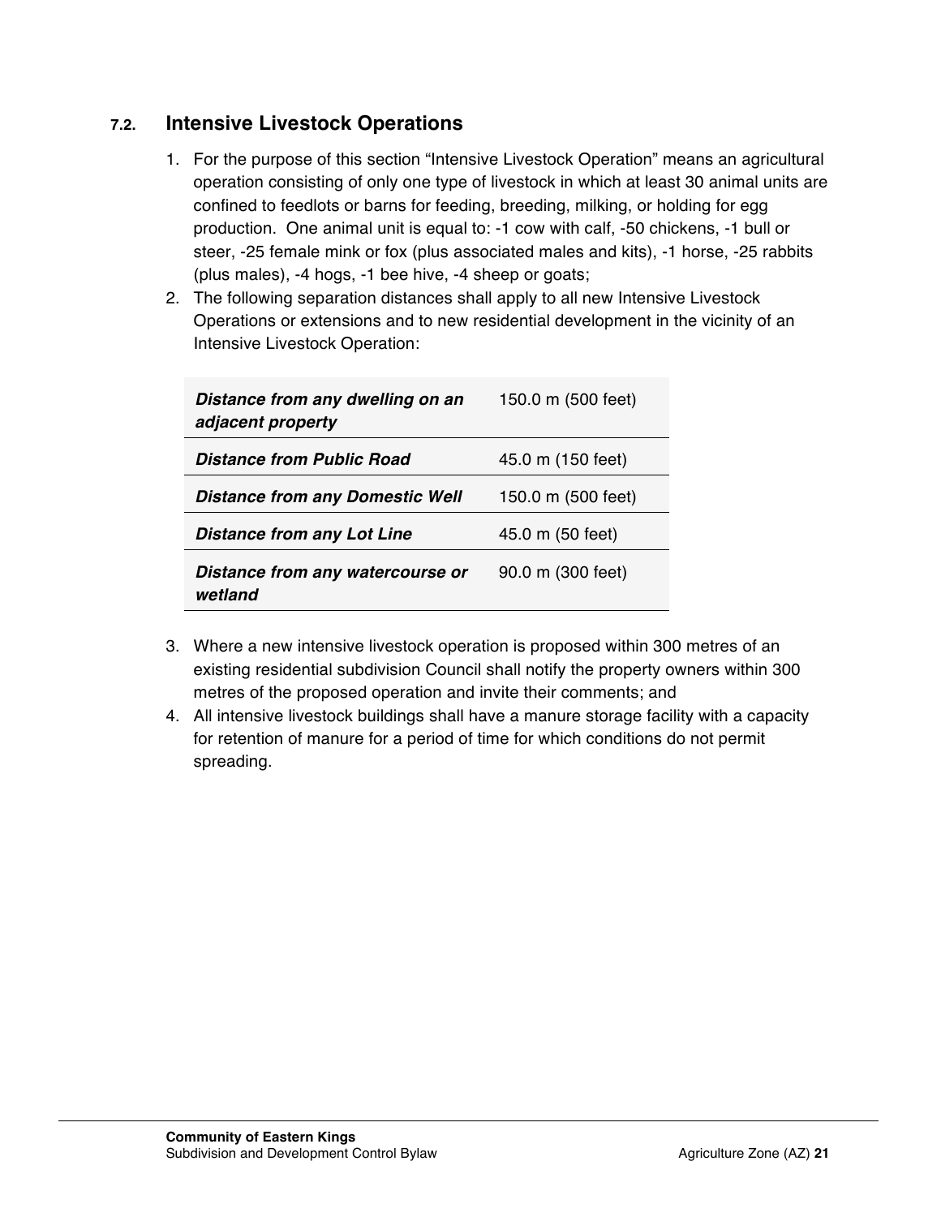## 7.2. Intensive Livestock Operations

1. For the purpose of this section "Intensive Livestock Operation" means an agricultural operation consisting of only one type of livestock in which at least 30 animal units are confined to feedlots or barns for feeding, breeding, milking, or holding for egg production. One animal unit is equal to: -1 cow with calf, -50 chickens, -1 bull or steer, -25 female mink or fox (plus associated males and kits), -1 horse, -25 rabbits (plus males), -4 hogs, -1 bee hive, -4 sheep or goats;
2. The following separation distances shall apply to all new Intensive Livestock Operations or extensions and to new residential development in the vicinity of an Intensive Livestock Operation:

| | |
|---|---|
| ***Distance from any dwelling on an adjacent property*** | 150.0 m (500 feet) |
| ***Distance from Public Road*** | 45.0 m (150 feet) |
| ***Distance from any Domestic Well*** | 150.0 m (500 feet) |
| ***Distance from any Lot Line*** | 45.0 m (50 feet) |
| ***Distance from any watercourse or wetland*** | 90.0 m (300 feet) |

3. Where a new intensive livestock operation is proposed within 300 metres of an existing residential subdivision Council shall notify the property owners within 300 metres of the proposed operation and invite their comments; and
4. All intensive livestock buildings shall have a manure storage facility with a capacity for retention of manure for a period of time for which conditions do not permit spreading.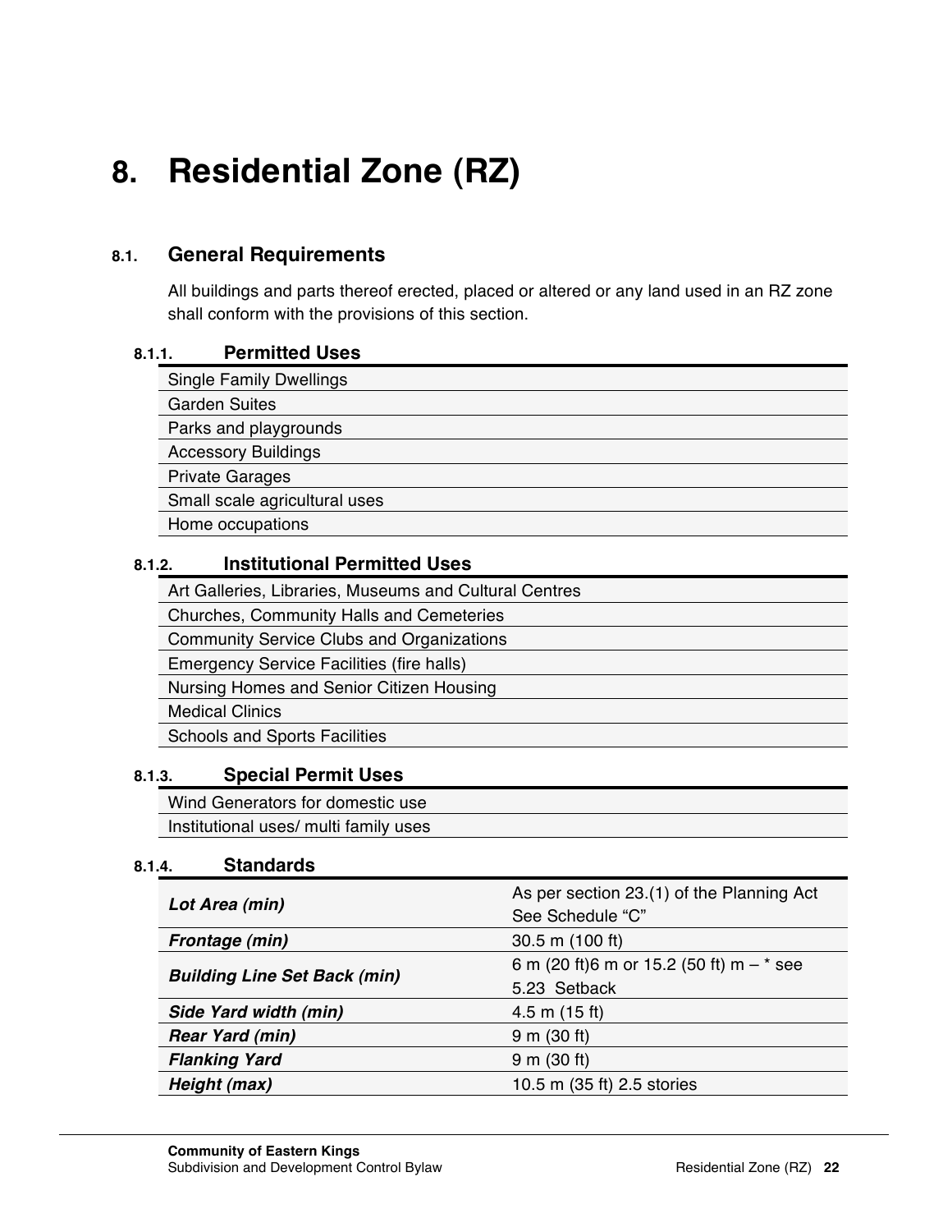# 8. Residential Zone (RZ)

## 8.1. General Requirements

All buildings and parts thereof erected, placed or altered or any land used in an RZ zone shall conform with the provisions of this section.

### 8.1.1. Permitted Uses

| |
|---|
| Single Family Dwellings |
| Garden Suites |
| Parks and playgrounds |
| Accessory Buildings |
| Private Garages |
| Small scale agricultural uses |
| Home occupations |

### 8.1.2. Institutional Permitted Uses

| |
|---|
| Art Galleries, Libraries, Museums and Cultural Centres |
| Churches, Community Halls and Cemeteries |
| Community Service Clubs and Organizations |
| Emergency Service Facilities (fire halls) |
| Nursing Homes and Senior Citizen Housing |
| Medical Clinics |
| Schools and Sports Facilities |

### 8.1.3. Special Permit Uses

| |
|---|
| Wind Generators for domestic use |
| Institutional uses/ multi family uses |

### 8.1.4. Standards

| | |
|---|---|
| ***Lot Area (min)*** | As per section 23.(1) of the Planning Act See Schedule "C" |
| ***Frontage (min)*** | 30.5 m (100 ft) |
| ***Building Line Set Back (min)*** | 6 m (20 ft)6 m or 15.2 (50 ft) m – * see 5.23 Setback |
| ***Side Yard width (min)*** | 4.5 m (15 ft) |
| ***Rear Yard (min)*** | 9 m (30 ft) |
| ***Flanking Yard*** | 9 m (30 ft) |
| ***Height (max)*** | 10.5 m (35 ft) 2.5 stories |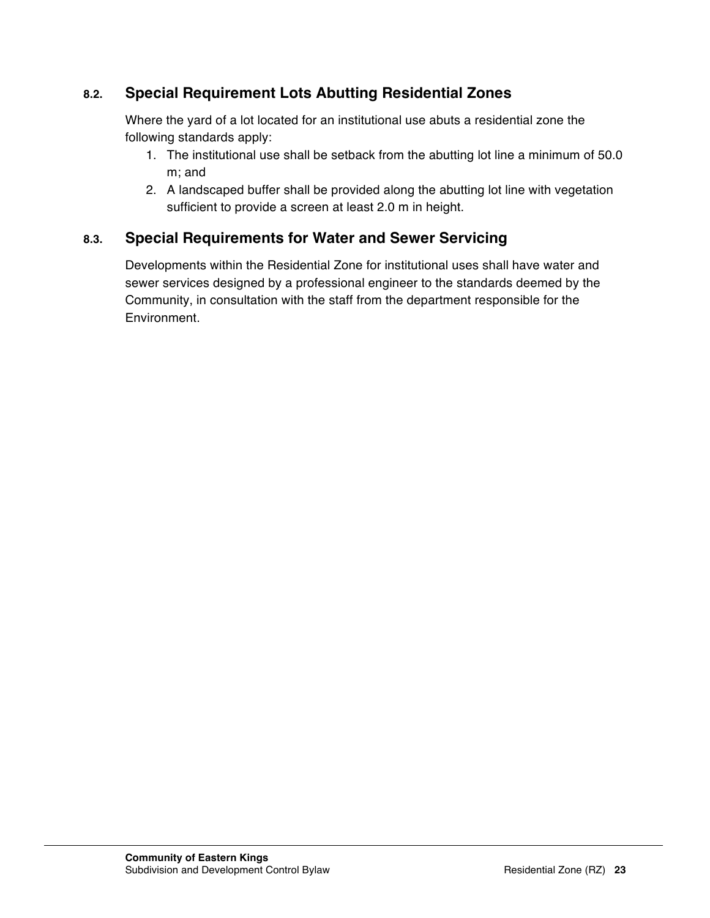### 8.2. Special Requirement Lots Abutting Residential Zones

Where the yard of a lot located for an institutional use abuts a residential zone the following standards apply:

1. The institutional use shall be setback from the abutting lot line a minimum of 50.0 m; and
2. A landscaped buffer shall be provided along the abutting lot line with vegetation sufficient to provide a screen at least 2.0 m in height.

### 8.3. Special Requirements for Water and Sewer Servicing

Developments within the Residential Zone for institutional uses shall have water and sewer services designed by a professional engineer to the standards deemed by the Community, in consultation with the staff from the department responsible for the Environment.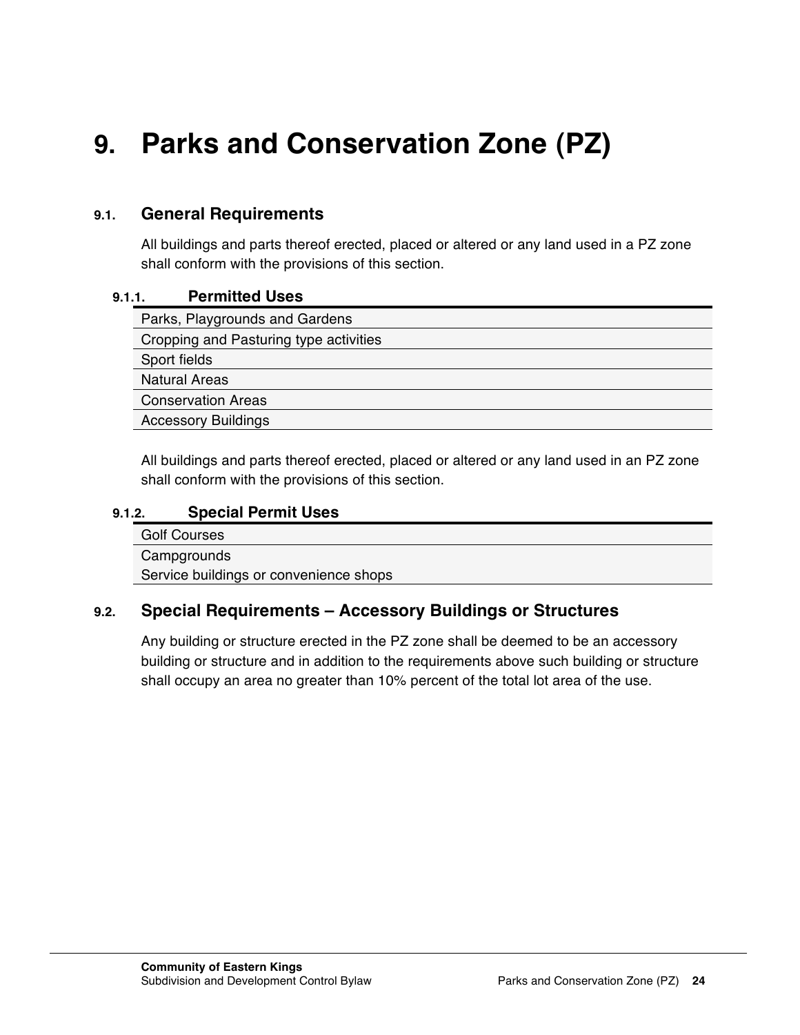# 9. Parks and Conservation Zone (PZ)

## 9.1. General Requirements

All buildings and parts thereof erected, placed or altered or any land used in a PZ zone shall conform with the provisions of this section.

### 9.1.1. Permitted Uses

| |
|---|
| Parks, Playgrounds and Gardens |
| Cropping and Pasturing type activities |
| Sport fields |
| Natural Areas |
| Conservation Areas |
| Accessory Buildings |

All buildings and parts thereof erected, placed or altered or any land used in an PZ zone shall conform with the provisions of this section.

### 9.1.2. Special Permit Uses

| |
|---|
| Golf Courses |
| Campgrounds<br>Service buildings or convenience shops |

## 9.2. Special Requirements – Accessory Buildings or Structures

Any building or structure erected in the PZ zone shall be deemed to be an accessory building or structure and in addition to the requirements above such building or structure shall occupy an area no greater than 10% percent of the total lot area of the use.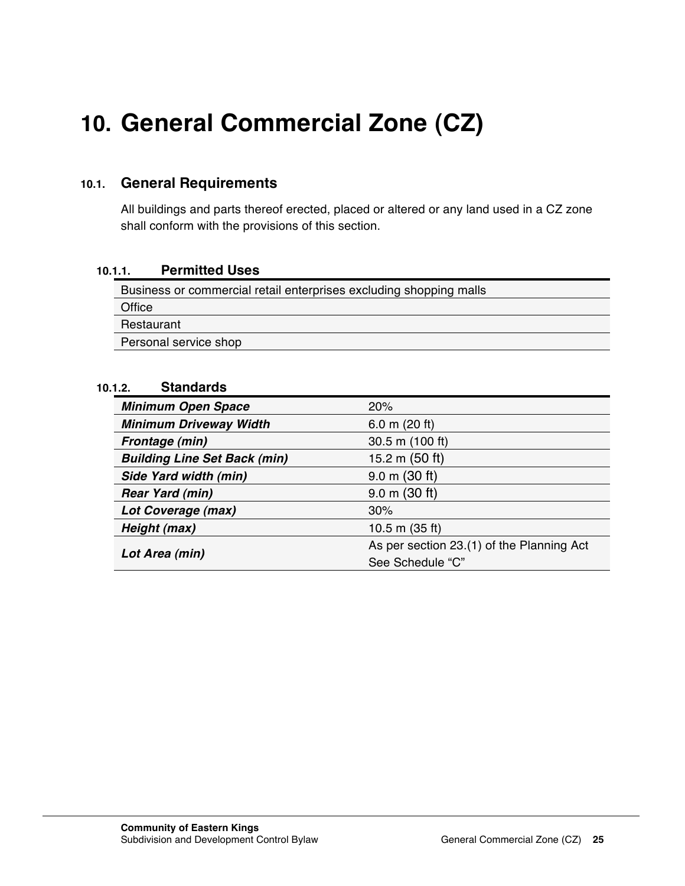# 10. General Commercial Zone (CZ)

## 10.1. General Requirements

All buildings and parts thereof erected, placed or altered or any land used in a CZ zone shall conform with the provisions of this section.

### 10.1.1. Permitted Uses

| |
|---|
| Business or commercial retail enterprises excluding shopping malls |
| Office |
| Restaurant |
| Personal service shop |

### 10.1.2. Standards

| | |
|---|---|
| ***Minimum Open Space*** | 20% |
| ***Minimum Driveway Width*** | 6.0 m (20 ft) |
| ***Frontage (min)*** | 30.5 m (100 ft) |
| ***Building Line Set Back (min)*** | 15.2 m (50 ft) |
| ***Side Yard width (min)*** | 9.0 m (30 ft) |
| ***Rear Yard (min)*** | 9.0 m (30 ft) |
| ***Lot Coverage (max)*** | 30% |
| ***Height (max)*** | 10.5 m (35 ft) |
| ***Lot Area (min)*** | As per section 23.(1) of the Planning Act See Schedule "C" |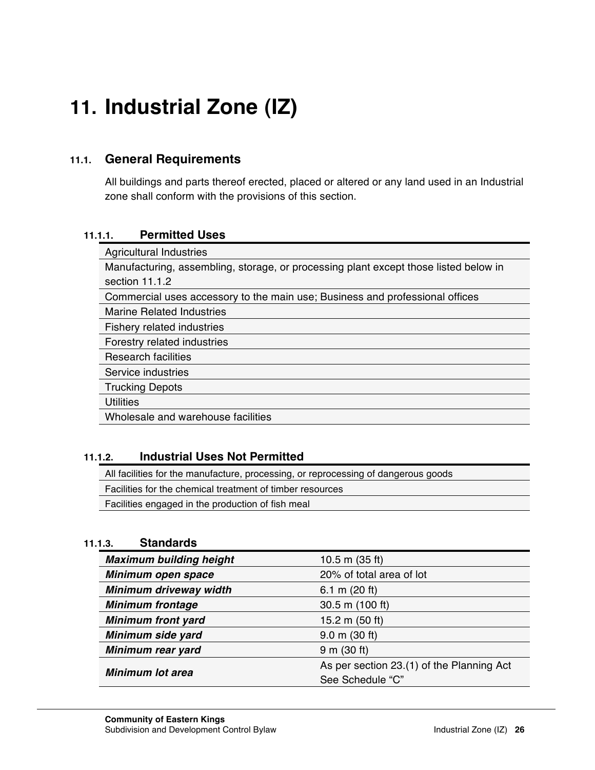# 11. Industrial Zone (IZ)

## 11.1. General Requirements

All buildings and parts thereof erected, placed or altered or any land used in an Industrial zone shall conform with the provisions of this section.

### 11.1.1. Permitted Uses

| |
|---|
| Agricultural Industries |
| Manufacturing, assembling, storage, or processing plant except those listed below in section 11.1.2 |
| Commercial uses accessory to the main use; Business and professional offices |
| Marine Related Industries |
| Fishery related industries |
| Forestry related industries |
| Research facilities |
| Service industries |
| Trucking Depots |
| Utilities |
| Wholesale and warehouse facilities |

### 11.1.2. Industrial Uses Not Permitted

| |
|---|
| All facilities for the manufacture, processing, or reprocessing of dangerous goods |
| Facilities for the chemical treatment of timber resources |
| Facilities engaged in the production of fish meal |

### 11.1.3. Standards

| | |
|---|---|
| ***Maximum building height*** | 10.5 m (35 ft) |
| ***Minimum open space*** | 20% of total area of lot |
| ***Minimum driveway width*** | 6.1 m (20 ft) |
| ***Minimum frontage*** | 30.5 m (100 ft) |
| ***Minimum front yard*** | 15.2 m (50 ft) |
| ***Minimum side yard*** | 9.0 m (30 ft) |
| ***Minimum rear yard*** | 9 m (30 ft) |
| ***Minimum lot area*** | As per section 23.(1) of the Planning Act See Schedule "C" |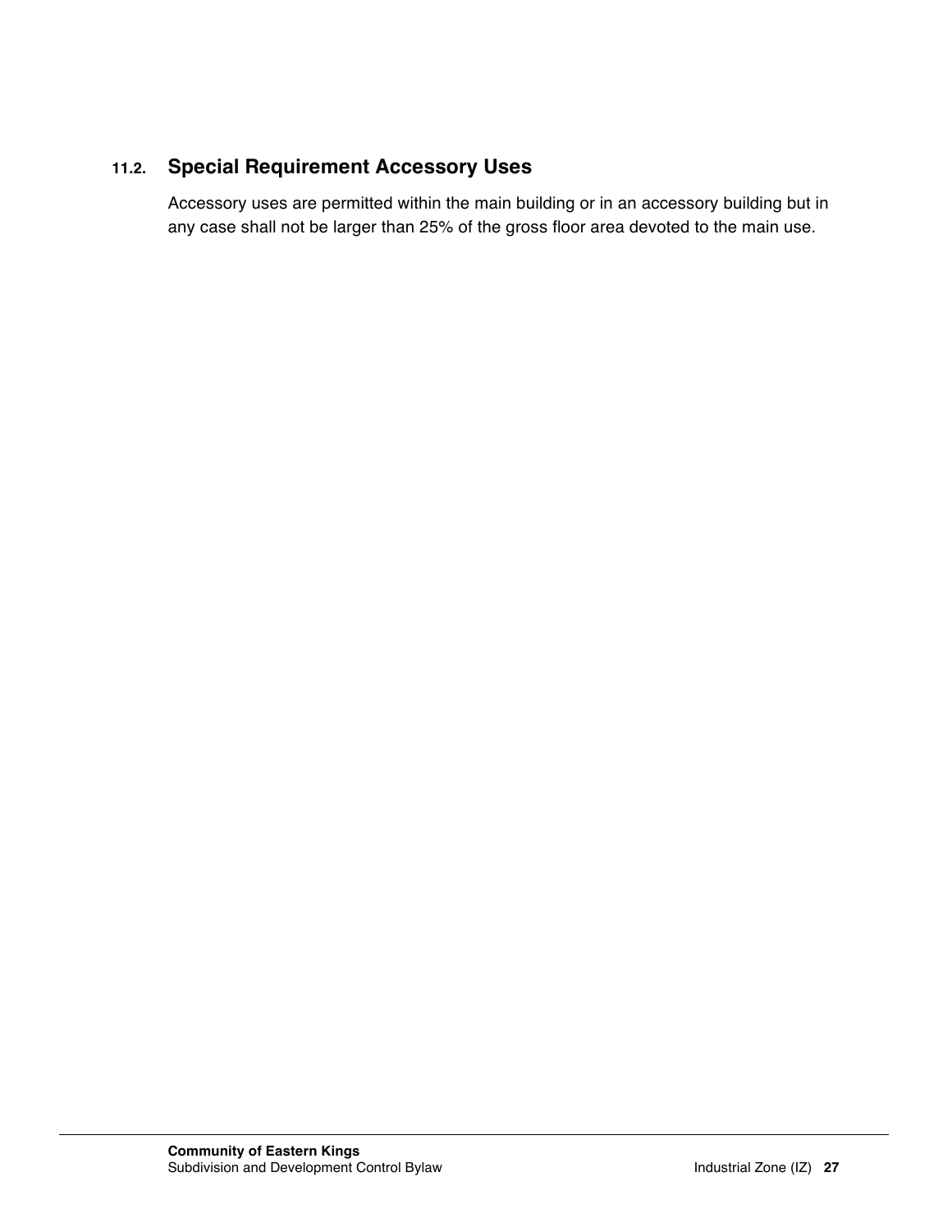### 11.2. Special Requirement Accessory Uses

Accessory uses are permitted within the main building or in an accessory building but in any case shall not be larger than 25% of the gross floor area devoted to the main use.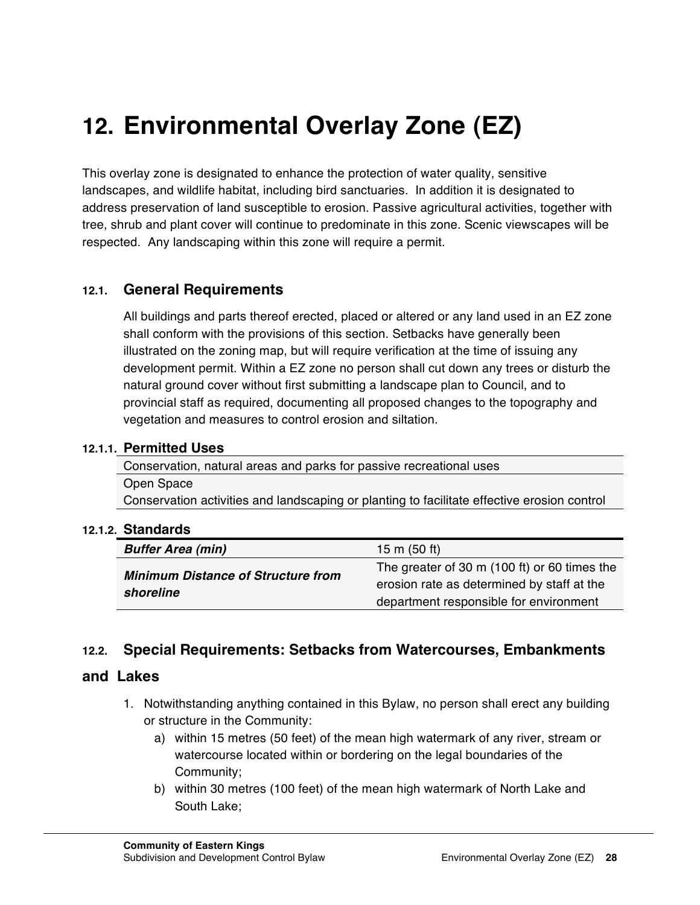# 12. Environmental Overlay Zone (EZ)

This overlay zone is designated to enhance the protection of water quality, sensitive landscapes, and wildlife habitat, including bird sanctuaries. In addition it is designated to address preservation of land susceptible to erosion. Passive agricultural activities, together with tree, shrub and plant cover will continue to predominate in this zone. Scenic viewscapes will be respected. Any landscaping within this zone will require a permit.

## 12.1. General Requirements

All buildings and parts thereof erected, placed or altered or any land used in an EZ zone shall conform with the provisions of this section. Setbacks have generally been illustrated on the zoning map, but will require verification at the time of issuing any development permit. Within a EZ zone no person shall cut down any trees or disturb the natural ground cover without first submitting a landscape plan to Council, and to provincial staff as required, documenting all proposed changes to the topography and vegetation and measures to control erosion and siltation.

### 12.1.1. Permitted Uses

| Permitted Uses |
|---|
| Conservation, natural areas and parks for passive recreational uses |
| Open Space |
| Conservation activities and landscaping or planting to facilitate effective erosion control |

### 12.1.2. Standards

| Standard | Requirement |
|---|---|
| ***Buffer Area (min)*** | 15 m (50 ft) |
| ***Minimum Distance of Structure from shoreline*** | The greater of 30 m (100 ft) or 60 times the erosion rate as determined by staff at the department responsible for environment |

## 12.2. Special Requirements: Setbacks from Watercourses, Embankments and Lakes

1. Notwithstanding anything contained in this Bylaw, no person shall erect any building or structure in the Community:
   a) within 15 metres (50 feet) of the mean high watermark of any river, stream or watercourse located within or bordering on the legal boundaries of the Community;
   b) within 30 metres (100 feet) of the mean high watermark of North Lake and South Lake;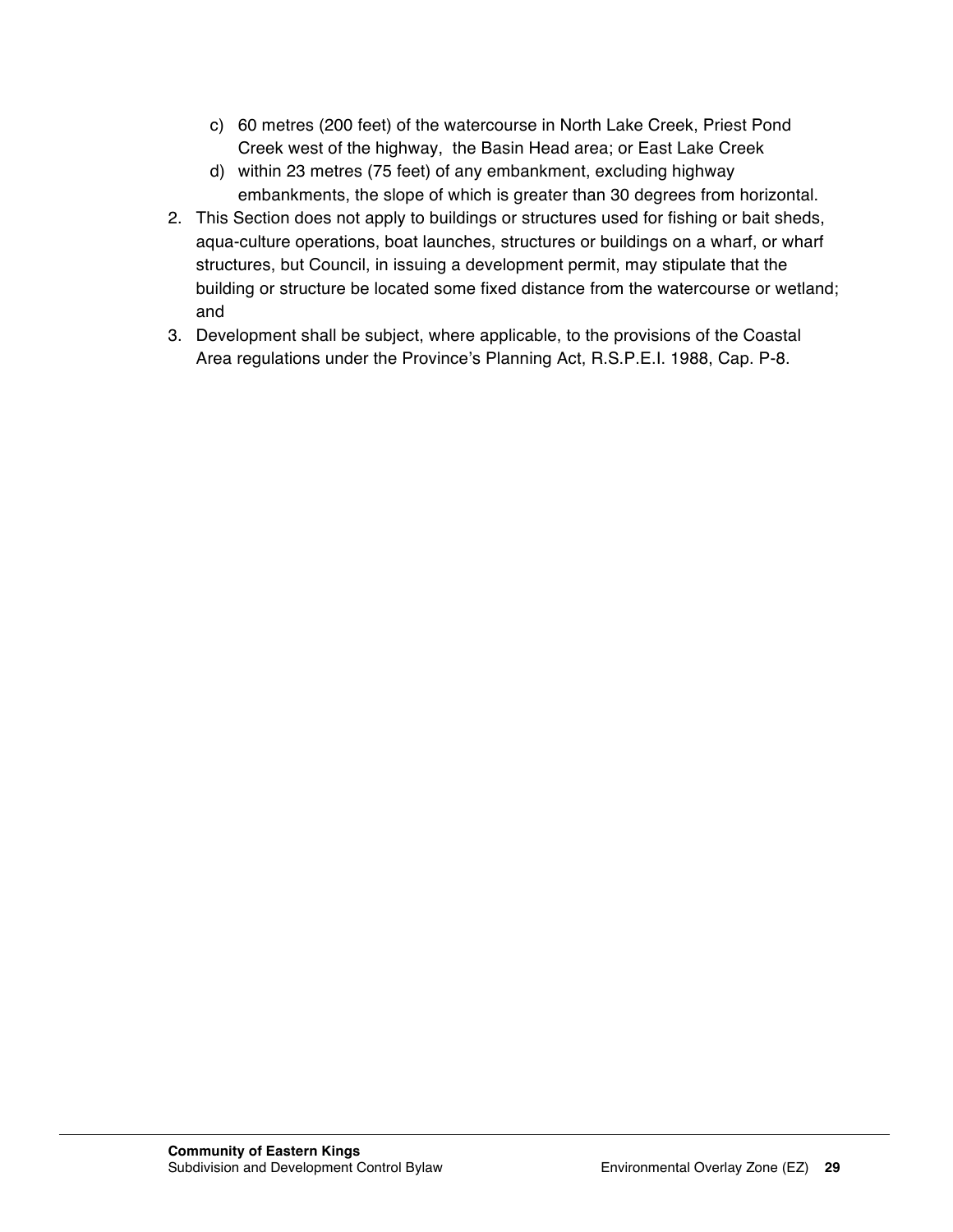c) 60 metres (200 feet) of the watercourse in North Lake Creek, Priest Pond Creek west of the highway,  the Basin Head area; or East Lake Creek
   d) within 23 metres (75 feet) of any embankment, excluding highway embankments, the slope of which is greater than 30 degrees from horizontal.

2. This Section does not apply to buildings or structures used for fishing or bait sheds, aqua-culture operations, boat launches, structures or buildings on a wharf, or wharf structures, but Council, in issuing a development permit, may stipulate that the building or structure be located some fixed distance from the watercourse or wetland; and
3. Development shall be subject, where applicable, to the provisions of the Coastal Area regulations under the Province's Planning Act, R.S.P.E.I. 1988, Cap. P-8.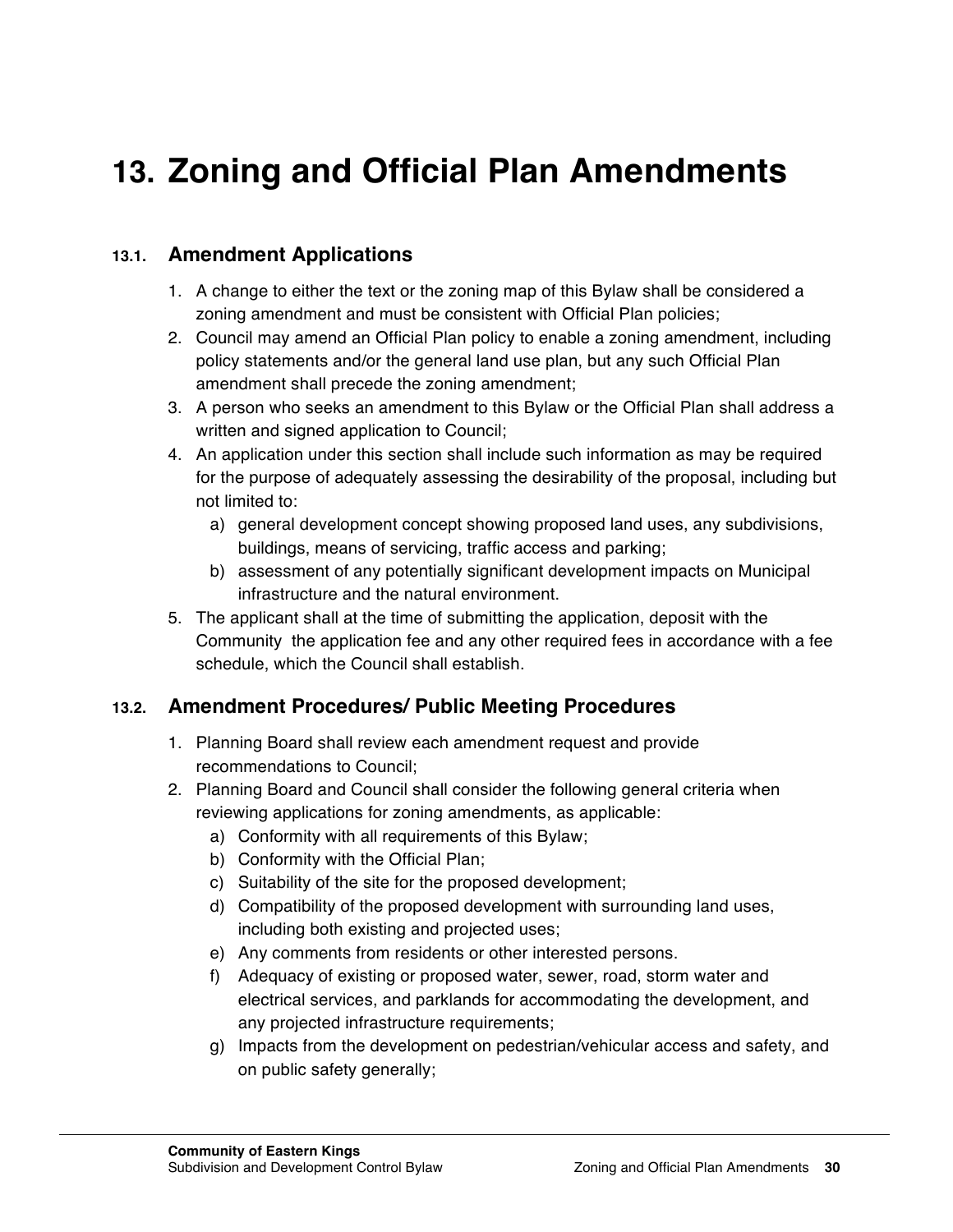# 13. Zoning and Official Plan Amendments

## 13.1. Amendment Applications

1. A change to either the text or the zoning map of this Bylaw shall be considered a zoning amendment and must be consistent with Official Plan policies;
2. Council may amend an Official Plan policy to enable a zoning amendment, including policy statements and/or the general land use plan, but any such Official Plan amendment shall precede the zoning amendment;
3. A person who seeks an amendment to this Bylaw or the Official Plan shall address a written and signed application to Council;
4. An application under this section shall include such information as may be required for the purpose of adequately assessing the desirability of the proposal, including but not limited to:
   a) general development concept showing proposed land uses, any subdivisions, buildings, means of servicing, traffic access and parking;
   b) assessment of any potentially significant development impacts on Municipal infrastructure and the natural environment.
5. The applicant shall at the time of submitting the application, deposit with the Community the application fee and any other required fees in accordance with a fee schedule, which the Council shall establish.

## 13.2. Amendment Procedures/ Public Meeting Procedures

1. Planning Board shall review each amendment request and provide recommendations to Council;
2. Planning Board and Council shall consider the following general criteria when reviewing applications for zoning amendments, as applicable:
   a) Conformity with all requirements of this Bylaw;
   b) Conformity with the Official Plan;
   c) Suitability of the site for the proposed development;
   d) Compatibility of the proposed development with surrounding land uses, including both existing and projected uses;
   e) Any comments from residents or other interested persons.
   f) Adequacy of existing or proposed water, sewer, road, storm water and electrical services, and parklands for accommodating the development, and any projected infrastructure requirements;
   g) Impacts from the development on pedestrian/vehicular access and safety, and on public safety generally;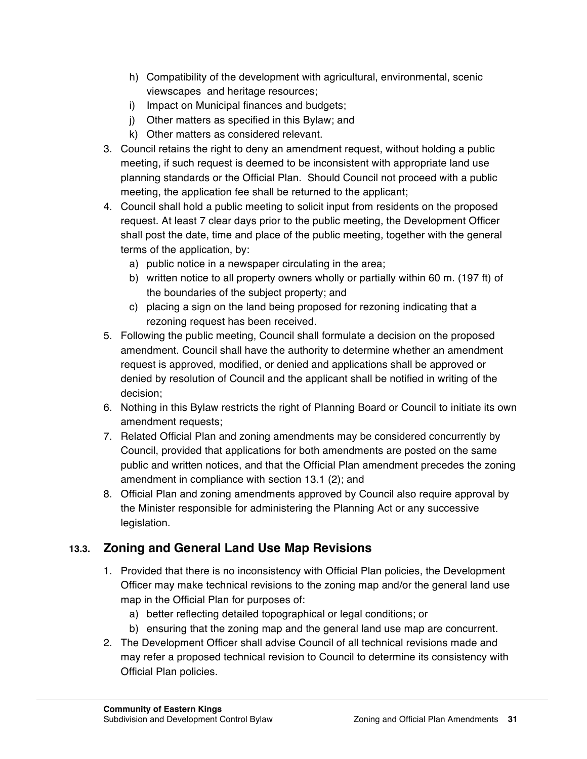h) Compatibility of the development with agricultural, environmental, scenic viewscapes and heritage resources;
i) Impact on Municipal finances and budgets;
j) Other matters as specified in this Bylaw; and
k) Other matters as considered relevant.

3. Council retains the right to deny an amendment request, without holding a public meeting, if such request is deemed to be inconsistent with appropriate land use planning standards or the Official Plan. Should Council not proceed with a public meeting, the application fee shall be returned to the applicant;
4. Council shall hold a public meeting to solicit input from residents on the proposed request. At least 7 clear days prior to the public meeting, the Development Officer shall post the date, time and place of the public meeting, together with the general terms of the application, by:
   a) public notice in a newspaper circulating in the area;
   b) written notice to all property owners wholly or partially within 60 m. (197 ft) of the boundaries of the subject property; and
   c) placing a sign on the land being proposed for rezoning indicating that a rezoning request has been received.
5. Following the public meeting, Council shall formulate a decision on the proposed amendment. Council shall have the authority to determine whether an amendment request is approved, modified, or denied and applications shall be approved or denied by resolution of Council and the applicant shall be notified in writing of the decision;
6. Nothing in this Bylaw restricts the right of Planning Board or Council to initiate its own amendment requests;
7. Related Official Plan and zoning amendments may be considered concurrently by Council, provided that applications for both amendments are posted on the same public and written notices, and that the Official Plan amendment precedes the zoning amendment in compliance with section 13.1 (2); and
8. Official Plan and zoning amendments approved by Council also require approval by the Minister responsible for administering the Planning Act or any successive legislation.

## 13.3. Zoning and General Land Use Map Revisions

1. Provided that there is no inconsistency with Official Plan policies, the Development Officer may make technical revisions to the zoning map and/or the general land use map in the Official Plan for purposes of:
   a) better reflecting detailed topographical or legal conditions; or
   b) ensuring that the zoning map and the general land use map are concurrent.
2. The Development Officer shall advise Council of all technical revisions made and may refer a proposed technical revision to Council to determine its consistency with Official Plan policies.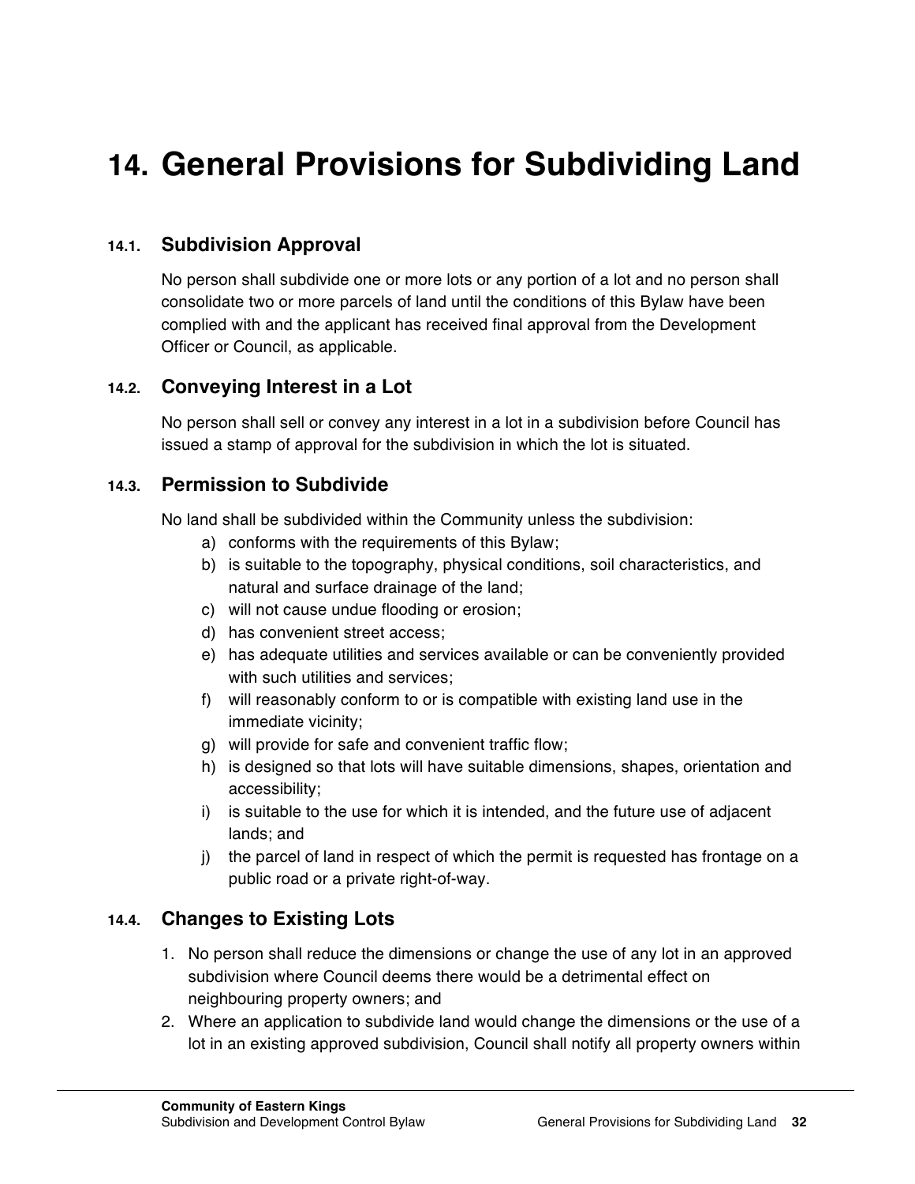# 14. General Provisions for Subdividing Land

## 14.1. Subdivision Approval

No person shall subdivide one or more lots or any portion of a lot and no person shall consolidate two or more parcels of land until the conditions of this Bylaw have been complied with and the applicant has received final approval from the Development Officer or Council, as applicable.

## 14.2. Conveying Interest in a Lot

No person shall sell or convey any interest in a lot in a subdivision before Council has issued a stamp of approval for the subdivision in which the lot is situated.

## 14.3. Permission to Subdivide

No land shall be subdivided within the Community unless the subdivision:

a) conforms with the requirements of this Bylaw;
b) is suitable to the topography, physical conditions, soil characteristics, and natural and surface drainage of the land;
c) will not cause undue flooding or erosion;
d) has convenient street access;
e) has adequate utilities and services available or can be conveniently provided with such utilities and services;
f) will reasonably conform to or is compatible with existing land use in the immediate vicinity;
g) will provide for safe and convenient traffic flow;
h) is designed so that lots will have suitable dimensions, shapes, orientation and accessibility;
i) is suitable to the use for which it is intended, and the future use of adjacent lands; and
j) the parcel of land in respect of which the permit is requested has frontage on a public road or a private right-of-way.

## 14.4. Changes to Existing Lots

1. No person shall reduce the dimensions or change the use of any lot in an approved subdivision where Council deems there would be a detrimental effect on neighbouring property owners; and
2. Where an application to subdivide land would change the dimensions or the use of a lot in an existing approved subdivision, Council shall notify all property owners within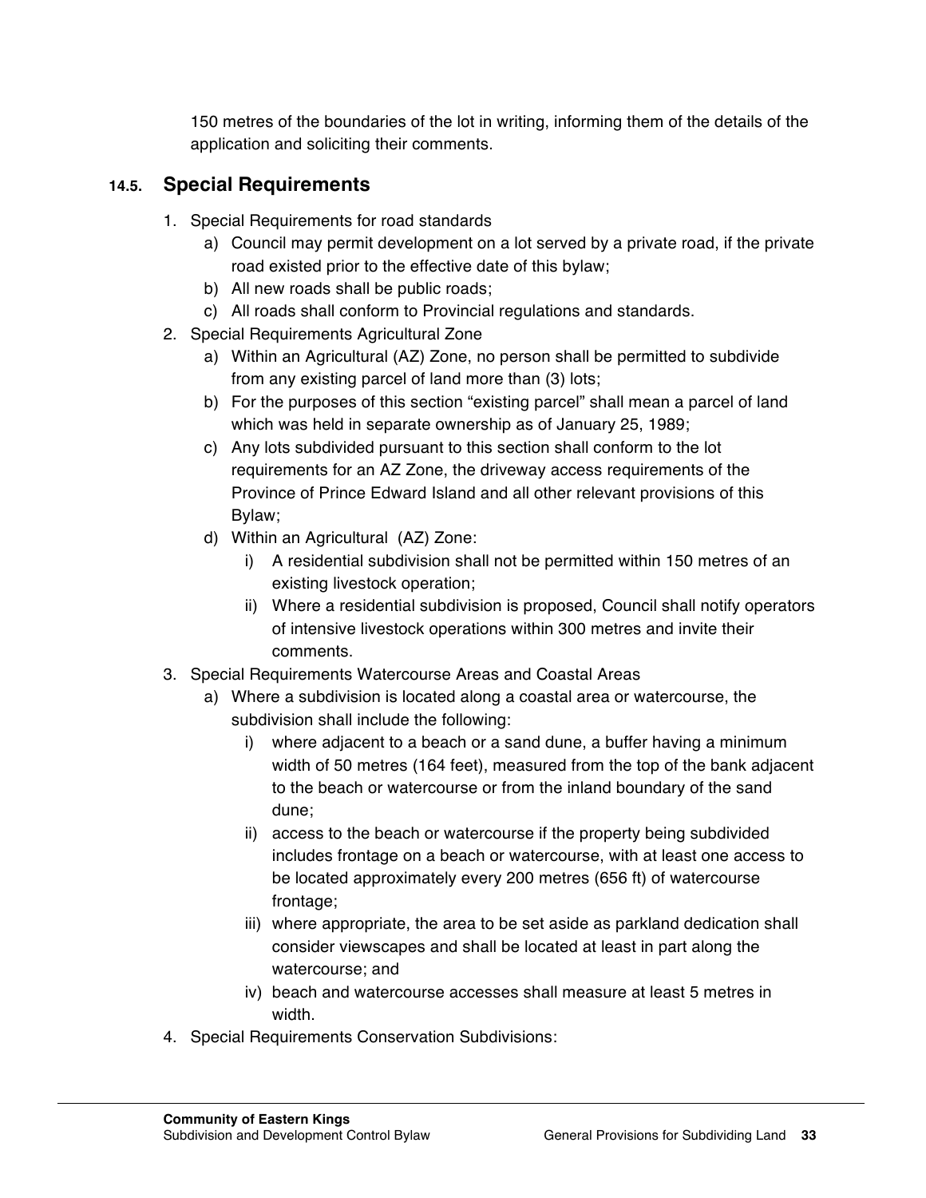150 metres of the boundaries of the lot in writing, informing them of the details of the application and soliciting their comments.

### 14.5. Special Requirements

1. Special Requirements for road standards
   a) Council may permit development on a lot served by a private road, if the private road existed prior to the effective date of this bylaw;
   b) All new roads shall be public roads;
   c) All roads shall conform to Provincial regulations and standards.
2. Special Requirements Agricultural Zone
   a) Within an Agricultural (AZ) Zone, no person shall be permitted to subdivide from any existing parcel of land more than (3) lots;
   b) For the purposes of this section "existing parcel" shall mean a parcel of land which was held in separate ownership as of January 25, 1989;
   c) Any lots subdivided pursuant to this section shall conform to the lot requirements for an AZ Zone, the driveway access requirements of the Province of Prince Edward Island and all other relevant provisions of this Bylaw;
   d) Within an Agricultural (AZ) Zone:
      i) A residential subdivision shall not be permitted within 150 metres of an existing livestock operation;
      ii) Where a residential subdivision is proposed, Council shall notify operators of intensive livestock operations within 300 metres and invite their comments.
3. Special Requirements Watercourse Areas and Coastal Areas
   a) Where a subdivision is located along a coastal area or watercourse, the subdivision shall include the following:
      i) where adjacent to a beach or a sand dune, a buffer having a minimum width of 50 metres (164 feet), measured from the top of the bank adjacent to the beach or watercourse or from the inland boundary of the sand dune;
      ii) access to the beach or watercourse if the property being subdivided includes frontage on a beach or watercourse, with at least one access to be located approximately every 200 metres (656 ft) of watercourse frontage;
      iii) where appropriate, the area to be set aside as parkland dedication shall consider viewscapes and shall be located at least in part along the watercourse; and
      iv) beach and watercourse accesses shall measure at least 5 metres in width.
4. Special Requirements Conservation Subdivisions: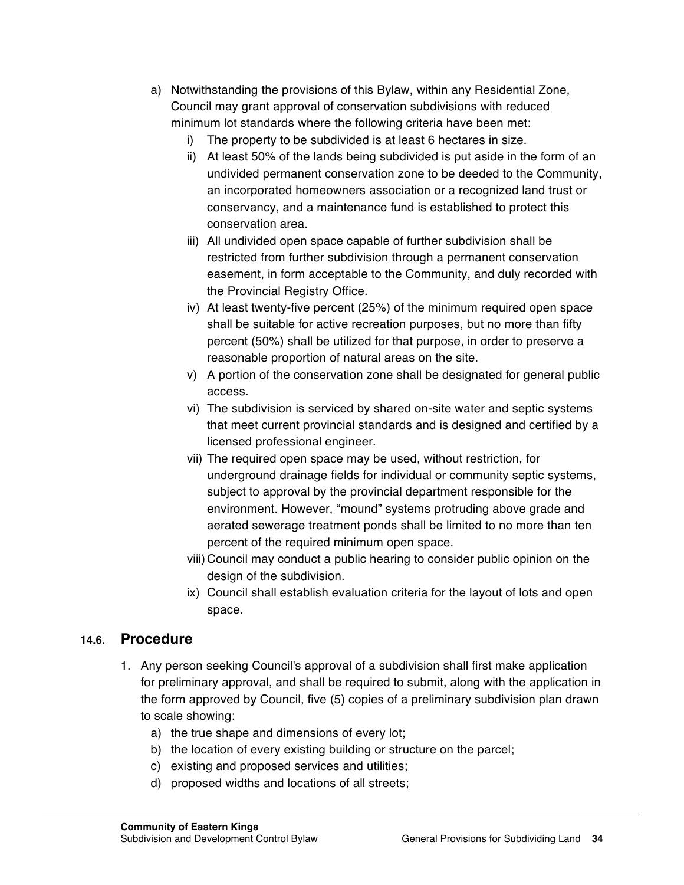a) Notwithstanding the provisions of this Bylaw, within any Residential Zone, Council may grant approval of conservation subdivisions with reduced minimum lot standards where the following criteria have been met:
   i) The property to be subdivided is at least 6 hectares in size.
   ii) At least 50% of the lands being subdivided is put aside in the form of an undivided permanent conservation zone to be deeded to the Community, an incorporated homeowners association or a recognized land trust or conservancy, and a maintenance fund is established to protect this conservation area.
   iii) All undivided open space capable of further subdivision shall be restricted from further subdivision through a permanent conservation easement, in form acceptable to the Community, and duly recorded with the Provincial Registry Office.
   iv) At least twenty-five percent (25%) of the minimum required open space shall be suitable for active recreation purposes, but no more than fifty percent (50%) shall be utilized for that purpose, in order to preserve a reasonable proportion of natural areas on the site.
   v) A portion of the conservation zone shall be designated for general public access.
   vi) The subdivision is serviced by shared on-site water and septic systems that meet current provincial standards and is designed and certified by a licensed professional engineer.
   vii) The required open space may be used, without restriction, for underground drainage fields for individual or community septic systems, subject to approval by the provincial department responsible for the environment. However, "mound" systems protruding above grade and aerated sewerage treatment ponds shall be limited to no more than ten percent of the required minimum open space.
   viii) Council may conduct a public hearing to consider public opinion on the design of the subdivision.
   ix) Council shall establish evaluation criteria for the layout of lots and open space.

### 14.6. Procedure

1. Any person seeking Council's approval of a subdivision shall first make application for preliminary approval, and shall be required to submit, along with the application in the form approved by Council, five (5) copies of a preliminary subdivision plan drawn to scale showing:
   a) the true shape and dimensions of every lot;
   b) the location of every existing building or structure on the parcel;
   c) existing and proposed services and utilities;
   d) proposed widths and locations of all streets;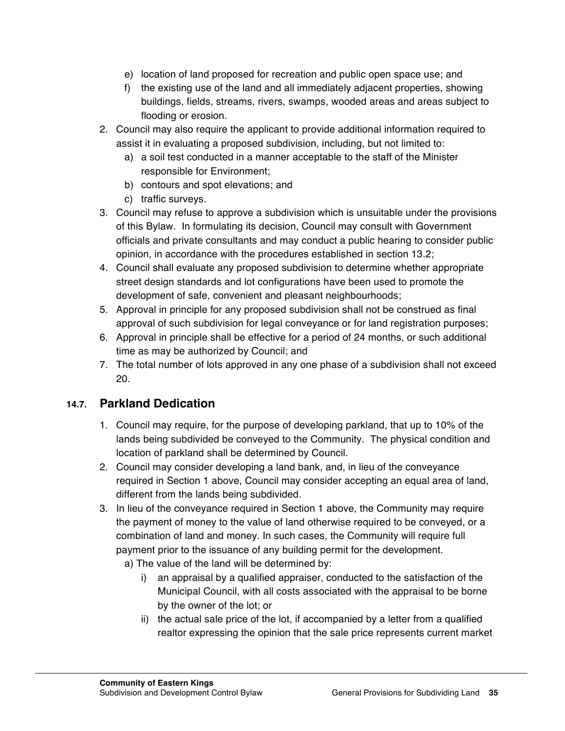e) location of land proposed for recreation and public open space use; and
   f) the existing use of the land and all immediately adjacent properties, showing buildings, fields, streams, rivers, swamps, wooded areas and areas subject to flooding or erosion.
2. Council may also require the applicant to provide additional information required to assist it in evaluating a proposed subdivision, including, but not limited to:
   a) a soil test conducted in a manner acceptable to the staff of the Minister responsible for Environment;
   b) contours and spot elevations; and
   c) traffic surveys.
3. Council may refuse to approve a subdivision which is unsuitable under the provisions of this Bylaw. In formulating its decision, Council may consult with Government officials and private consultants and may conduct a public hearing to consider public opinion, in accordance with the procedures established in section 13.2;
4. Council shall evaluate any proposed subdivision to determine whether appropriate street design standards and lot configurations have been used to promote the development of safe, convenient and pleasant neighbourhoods;
5. Approval in principle for any proposed subdivision shall not be construed as final approval of such subdivision for legal conveyance or for land registration purposes;
6. Approval in principle shall be effective for a period of 24 months, or such additional time as may be authorized by Council; and
7. The total number of lots approved in any one phase of a subdivision shall not exceed 20.

## 14.7. Parkland Dedication

1. Council may require, for the purpose of developing parkland, that up to 10% of the lands being subdivided be conveyed to the Community. The physical condition and location of parkland shall be determined by Council.
2. Council may consider developing a land bank, and, in lieu of the conveyance required in Section 1 above, Council may consider accepting an equal area of land, different from the lands being subdivided.
3. In lieu of the conveyance required in Section 1 above, the Community may require the payment of money to the value of land otherwise required to be conveyed, or a combination of land and money. In such cases, the Community will require full payment prior to the issuance of any building permit for the development.
   a) The value of the land will be determined by:
      i) an appraisal by a qualified appraiser, conducted to the satisfaction of the Municipal Council, with all costs associated with the appraisal to be borne by the owner of the lot; or
      ii) the actual sale price of the lot, if accompanied by a letter from a qualified realtor expressing the opinion that the sale price represents current market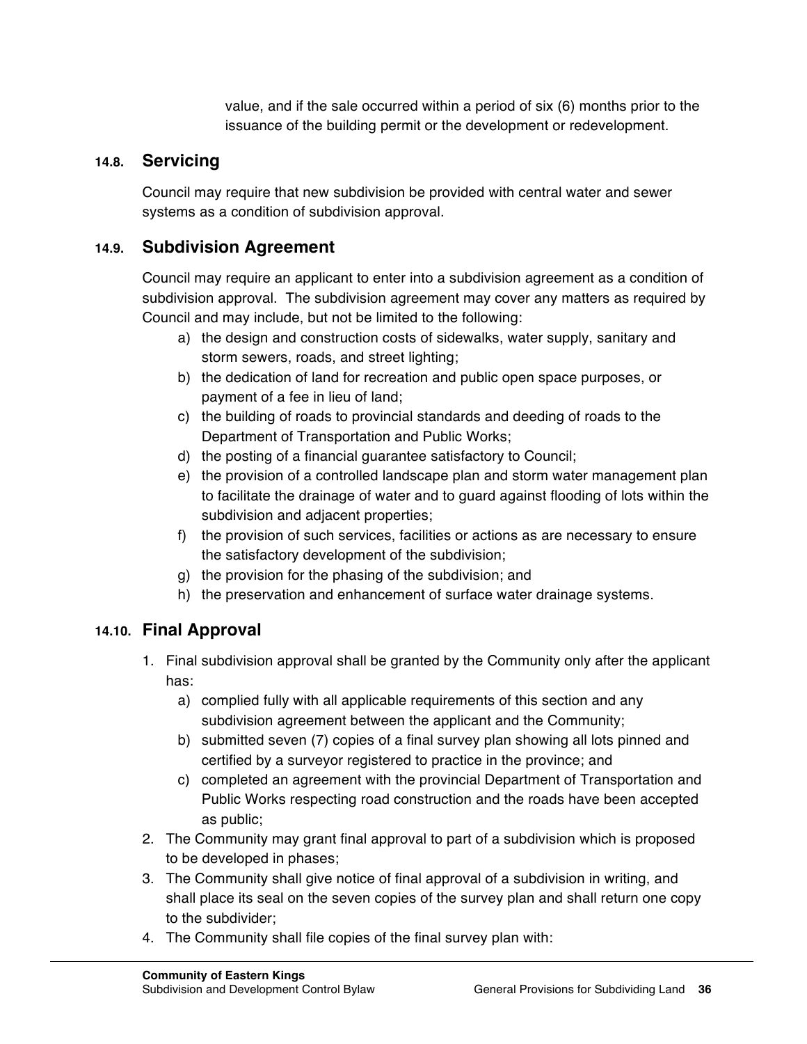value, and if the sale occurred within a period of six (6) months prior to the issuance of the building permit or the development or redevelopment.

### 14.8. Servicing

Council may require that new subdivision be provided with central water and sewer systems as a condition of subdivision approval.

### 14.9. Subdivision Agreement

Council may require an applicant to enter into a subdivision agreement as a condition of subdivision approval. The subdivision agreement may cover any matters as required by Council and may include, but not be limited to the following:

a) the design and construction costs of sidewalks, water supply, sanitary and storm sewers, roads, and street lighting;
b) the dedication of land for recreation and public open space purposes, or payment of a fee in lieu of land;
c) the building of roads to provincial standards and deeding of roads to the Department of Transportation and Public Works;
d) the posting of a financial guarantee satisfactory to Council;
e) the provision of a controlled landscape plan and storm water management plan to facilitate the drainage of water and to guard against flooding of lots within the subdivision and adjacent properties;
f) the provision of such services, facilities or actions as are necessary to ensure the satisfactory development of the subdivision;
g) the provision for the phasing of the subdivision; and
h) the preservation and enhancement of surface water drainage systems.

### 14.10. Final Approval

1. Final subdivision approval shall be granted by the Community only after the applicant has:
   a) complied fully with all applicable requirements of this section and any subdivision agreement between the applicant and the Community;
   b) submitted seven (7) copies of a final survey plan showing all lots pinned and certified by a surveyor registered to practice in the province; and
   c) completed an agreement with the provincial Department of Transportation and Public Works respecting road construction and the roads have been accepted as public;
2. The Community may grant final approval to part of a subdivision which is proposed to be developed in phases;
3. The Community shall give notice of final approval of a subdivision in writing, and shall place its seal on the seven copies of the survey plan and shall return one copy to the subdivider;
4. The Community shall file copies of the final survey plan with: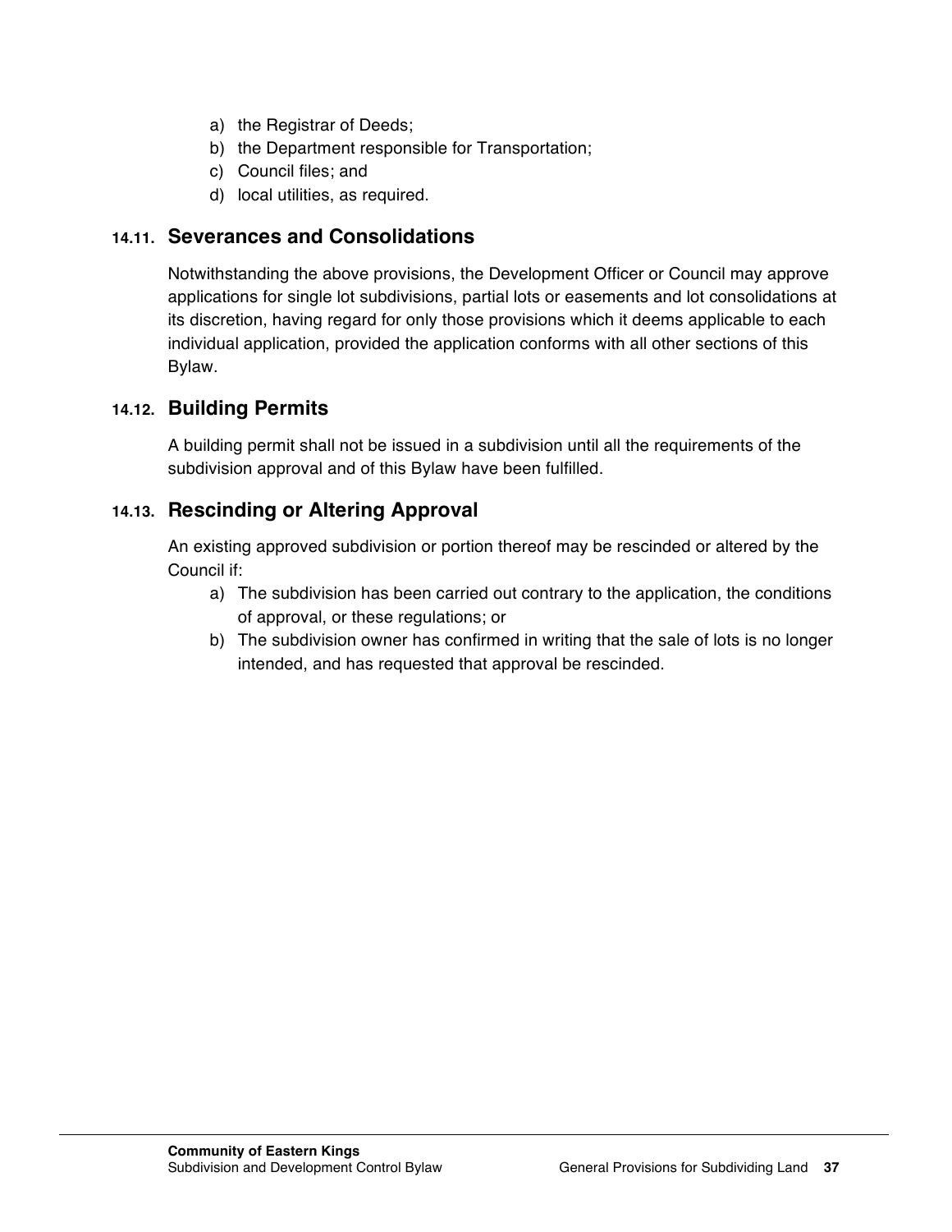a) the Registrar of Deeds;
b) the Department responsible for Transportation;
c) Council files; and
d) local utilities, as required.

### 14.11. Severances and Consolidations

Notwithstanding the above provisions, the Development Officer or Council may approve applications for single lot subdivisions, partial lots or easements and lot consolidations at its discretion, having regard for only those provisions which it deems applicable to each individual application, provided the application conforms with all other sections of this Bylaw.

### 14.12. Building Permits

A building permit shall not be issued in a subdivision until all the requirements of the subdivision approval and of this Bylaw have been fulfilled.

### 14.13. Rescinding or Altering Approval

An existing approved subdivision or portion thereof may be rescinded or altered by the Council if:

a) The subdivision has been carried out contrary to the application, the conditions of approval, or these regulations; or
b) The subdivision owner has confirmed in writing that the sale of lots is no longer intended, and has requested that approval be rescinded.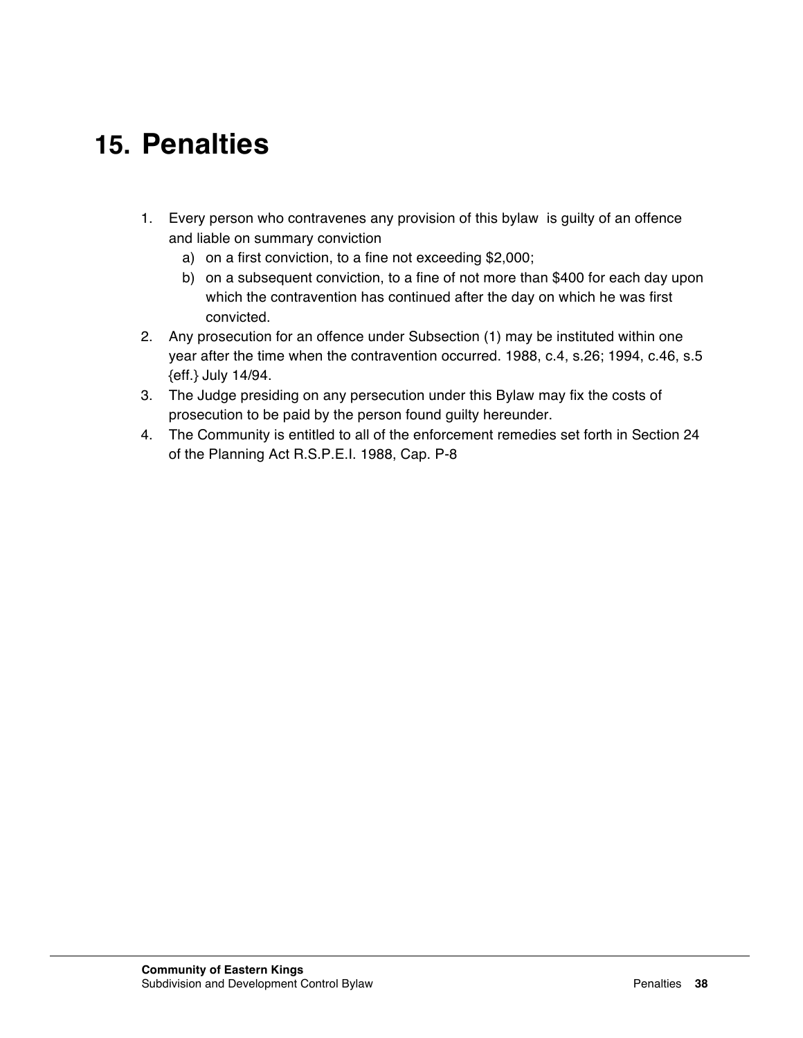# 15. Penalties

1. Every person who contravenes any provision of this bylaw  is guilty of an offence and liable on summary conviction
   a) on a first conviction, to a fine not exceeding $2,000;
   b) on a subsequent conviction, to a fine of not more than $400 for each day upon which the contravention has continued after the day on which he was first convicted.
2. Any prosecution for an offence under Subsection (1) may be instituted within one year after the time when the contravention occurred. 1988, c.4, s.26; 1994, c.46, s.5 {eff.} July 14/94.
3. The Judge presiding on any persecution under this Bylaw may fix the costs of prosecution to be paid by the person found guilty hereunder.
4. The Community is entitled to all of the enforcement remedies set forth in Section 24 of the Planning Act R.S.P.E.I. 1988, Cap. P-8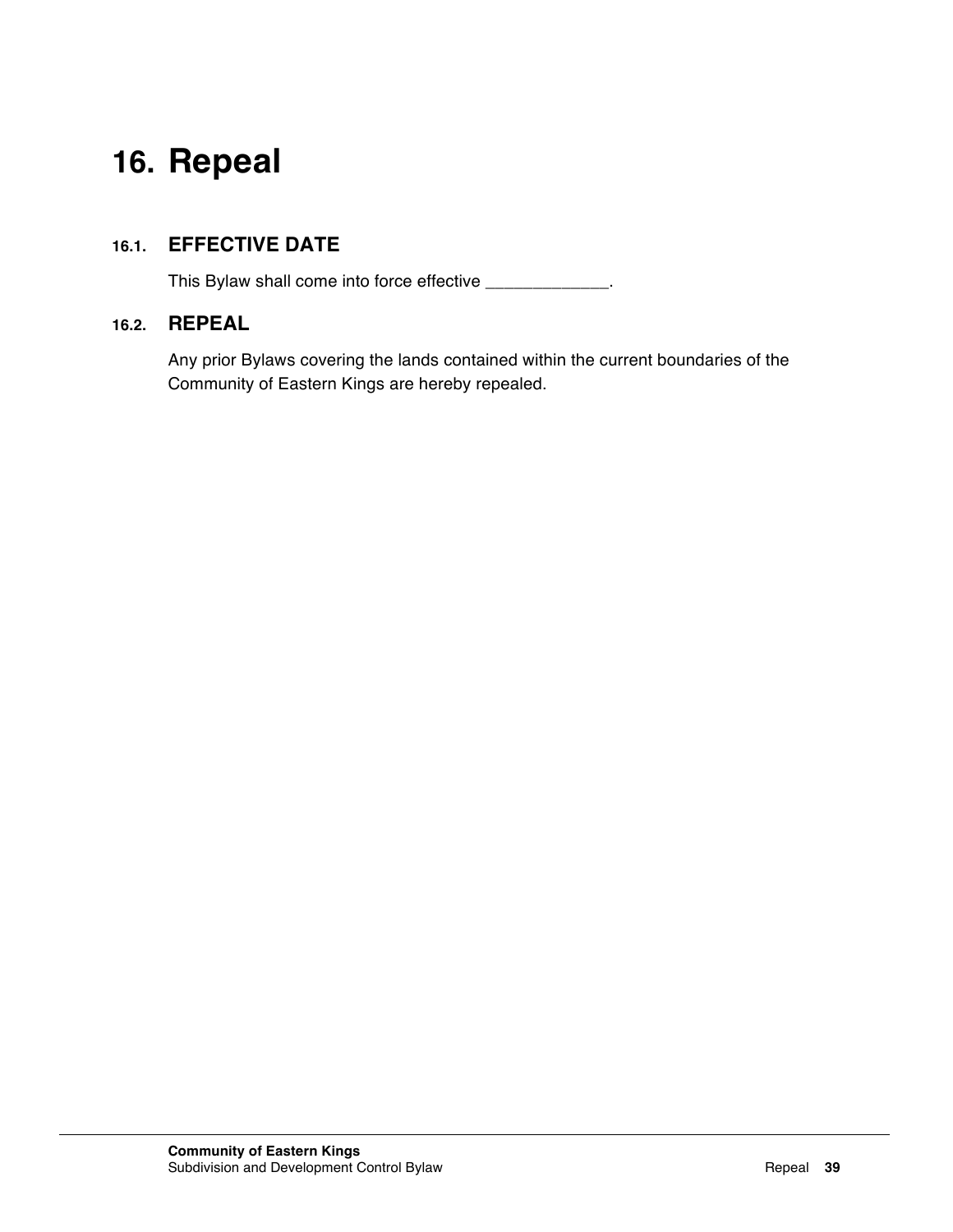# 16. Repeal

## 16.1. EFFECTIVE DATE

This Bylaw shall come into force effective _____________.

## 16.2. REPEAL

Any prior Bylaws covering the lands contained within the current boundaries of the Community of Eastern Kings are hereby repealed.